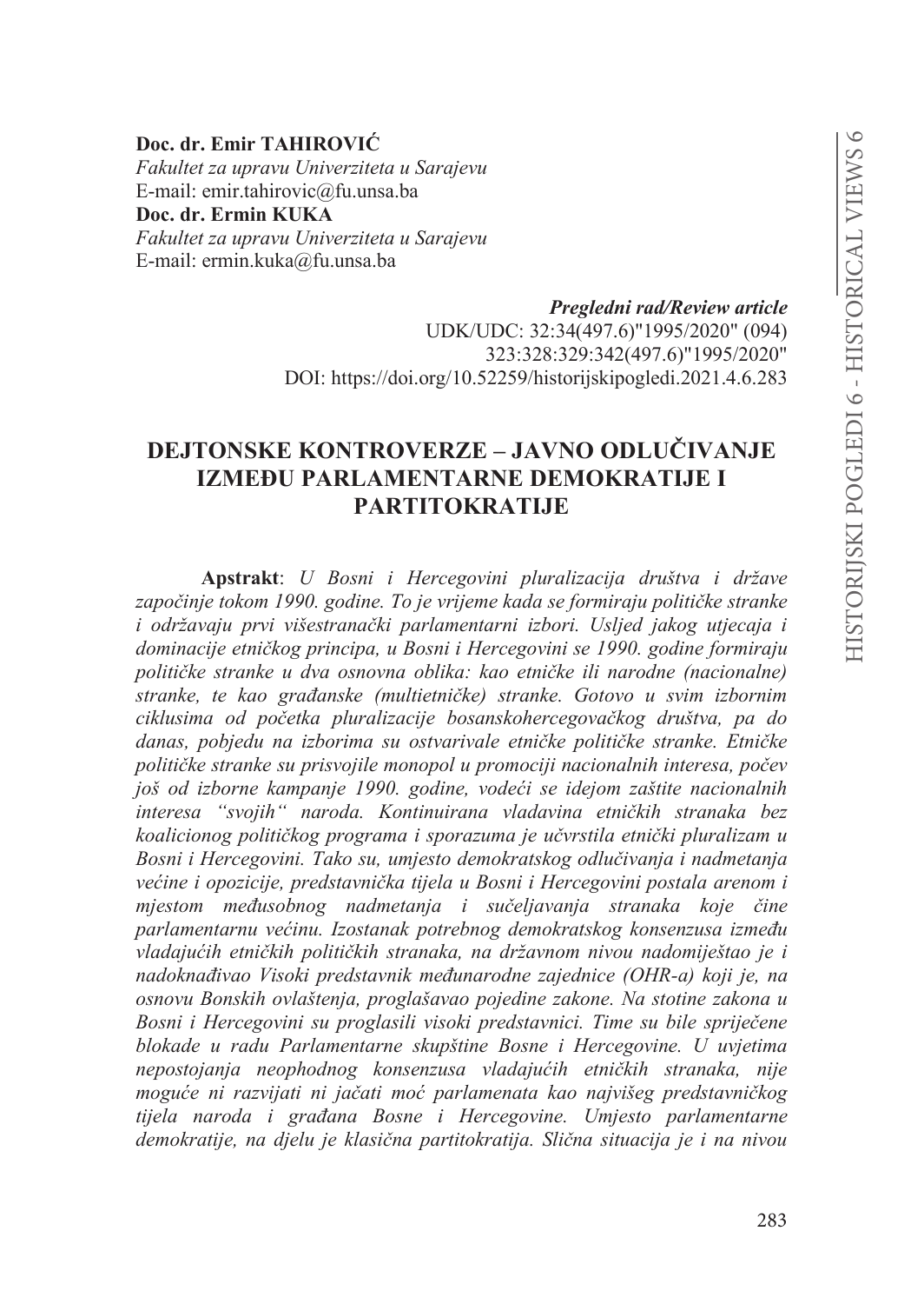**Doc. dr. Emir TAHIROVIĆ**
*Fakultet za upravu Univerziteta u Sarajevu*
E-mail: emir.tahirovic@fu.unsa.ba
**Doc. dr. Ermin KUKA**
*Fakultet za upravu Univerziteta u Sarajevu*
E-mail: ermin.kuka@fu.unsa.ba

***Pregledni rad/Review article***
UDK/UDC: 32:34(497.6)"1995/2020" (094)
323:328:329:342(497.6)"1995/2020"
DOI: https://doi.org/10.52259/historijskipogledi.2021.4.6.283

# DEJTONSKE KONTROVERZE – JAVNO ODLUČIVANJE IZMEĐU PARLAMENTARNE DEMOKRATIJE I PARTITOKRATIJE

**Apstrakt**: *U Bosni i Hercegovini pluralizacija društva i države započinje tokom 1990. godine. To je vrijeme kada se formiraju političke stranke i održavaju prvi višestranački parlamentarni izbori. Usljed jakog utjecaja i dominacije etničkog principa, u Bosni i Hercegovini se 1990. godine formiraju političke stranke u dva osnovna oblika: kao etničke ili narodne (nacionalne) stranke, te kao građanske (multietničke) stranke. Gotovo u svim izbornim ciklusima od početka pluralizacije bosanskohercegovačkog društva, pa do danas, pobjedu na izborima su ostvarivale etničke političke stranke. Etničke političke stranke su prisvojile monopol u promociji nacionalnih interesa, počev još od izborne kampanje 1990. godine, vodeći se idejom zaštite nacionalnih interesa "svojih" naroda. Kontinuirana vladavina etničkih stranaka bez koalicionog političkog programa i sporazuma je učvrstila etnički pluralizam u Bosni i Hercegovini. Tako su, umjesto demokratskog odlučivanja i nadmetanja većine i opozicije, predstavnička tijela u Bosni i Hercegovini postala arenom i mjestom međusobnog nadmetanja i sučeljavanja stranaka koje čine parlamentarnu većinu. Izostanak potrebnog demokratskog konsenzusa između vladajućih etničkih političkih stranaka, na državnom nivou nadomiještao je i nadoknađivao Visoki predstavnik međunarodne zajednice (OHR-a) koji je, na osnovu Bonskih ovlaštenja, proglašavao pojedine zakone. Na stotine zakona u Bosni i Hercegovini su proglasili visoki predstavnici. Time su bile spriječene blokade u radu Parlamentarne skupštine Bosne i Hercegovine. U uvjetima nepostojanja neophodnog konsenzusa vladajućih etničkih stranaka, nije moguće ni razvijati ni jačati moć parlamenata kao najvišeg predstavničkog tijela naroda i građana Bosne i Hercegovine. Umjesto parlamentarne demokratije, na djelu je klasična partitokratija. Slična situacija je i na nivou*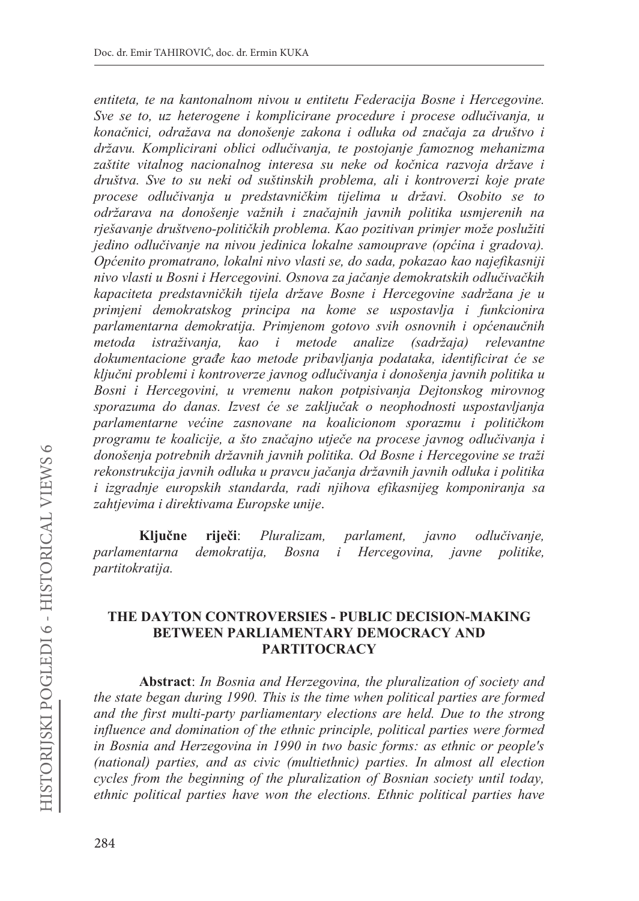*entiteta, te na kantonalnom nivou u entitetu Federacija Bosne i Hercegovine. Sve se to, uz heterogene i komplicirane procedure i procese odlučivanja, u konačnici, odražava na donošenje zakona i odluka od značaja za društvo i državu. Komplicirani oblici odlučivanja, te postojanje famoznog mehanizma zaštite vitalnog nacionalnog interesa su neke od kočnica razvoja države i društva. Sve to su neki od suštinskih problema, ali i kontroverzi koje prate procese odlučivanja u predstavničkim tijelima u državi. Osobito se to održarava na donošenje važnih i značajnih javnih politika usmjerenih na rješavanje društveno-političkih problema. Kao pozitivan primjer može poslužiti jedino odlučivanje na nivou jedinica lokalne samouprave (općina i gradova). Općenito promatrano, lokalni nivo vlasti se, do sada, pokazao kao najefikasniji nivo vlasti u Bosni i Hercegovini. Osnova za jačanje demokratskih odlučivačkih kapaciteta predstavničkih tijela države Bosne i Hercegovine sadržana je u primjeni demokratskog principa na kome se uspostavlja i funkcionira parlamentarna demokratija. Primjenom gotovo svih osnovnih i općenaučnih metoda istraživanja, kao i metode analize (sadržaja) relevantne dokumentacione građe kao metode pribavljanja podataka, identificirat će se ključni problemi i kontroverze javnog odlučivanja i donošenja javnih politika u Bosni i Hercegovini, u vremenu nakon potpisivanja Dejtonskog mirovnog sporazuma do danas. Izvest će se zaključak o neophodnosti uspostavljanja parlamentarne većine zasnovane na koalicionom sporazmu i političkom programu te koalicije, a što značajno utječe na procese javnog odlučivanja i donošenja potrebnih državnih javnih politika. Od Bosne i Hercegovine se traži rekonstrukcija javnih odluka u pravcu jačanja državnih javnih odluka i politika i izgradnje europskih standarda, radi njihova efikasnijeg komponiranja sa zahtjevima i direktivama Europske unije*.

**Ključne riječi**: *Pluralizam, parlament, javno odlučivanje, parlamentarna demokratija, Bosna i Hercegovina, javne politike, partitokratija.*

## THE DAYTON CONTROVERSIES - PUBLIC DECISION-MAKING BETWEEN PARLIAMENTARY DEMOCRACY AND PARTITOCRACY

**Abstract**: *In Bosnia and Herzegovina, the pluralization of society and the state began during 1990. This is the time when political parties are formed and the first multi-party parliamentary elections are held. Due to the strong influence and domination of the ethnic principle, political parties were formed in Bosnia and Herzegovina in 1990 in two basic forms: as ethnic or people's (national) parties, and as civic (multiethnic) parties. In almost all election cycles from the beginning of the pluralization of Bosnian society until today, ethnic political parties have won the elections. Ethnic political parties have*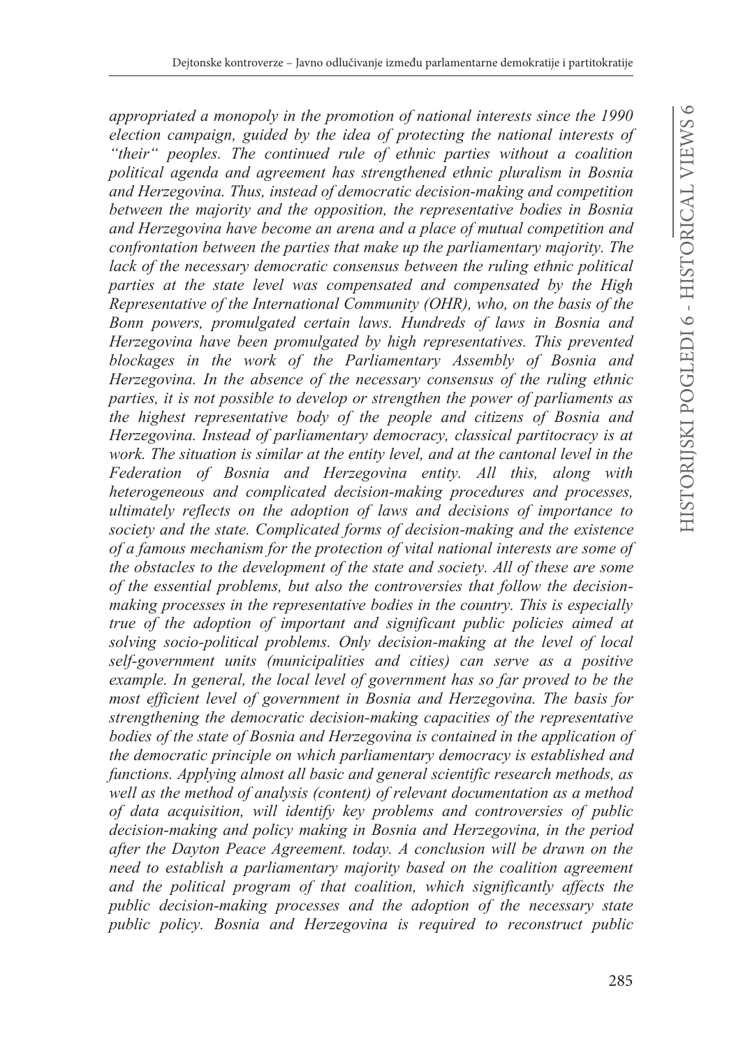*appropriated a monopoly in the promotion of national interests since the 1990 election campaign, guided by the idea of protecting the national interests of "their" peoples. The continued rule of ethnic parties without a coalition political agenda and agreement has strengthened ethnic pluralism in Bosnia and Herzegovina. Thus, instead of democratic decision-making and competition between the majority and the opposition, the representative bodies in Bosnia and Herzegovina have become an arena and a place of mutual competition and confrontation between the parties that make up the parliamentary majority. The lack of the necessary democratic consensus between the ruling ethnic political parties at the state level was compensated and compensated by the High Representative of the International Community (OHR), who, on the basis of the Bonn powers, promulgated certain laws. Hundreds of laws in Bosnia and Herzegovina have been promulgated by high representatives. This prevented blockages in the work of the Parliamentary Assembly of Bosnia and Herzegovina. In the absence of the necessary consensus of the ruling ethnic parties, it is not possible to develop or strengthen the power of parliaments as the highest representative body of the people and citizens of Bosnia and Herzegovina. Instead of parliamentary democracy, classical partitocracy is at work. The situation is similar at the entity level, and at the cantonal level in the Federation of Bosnia and Herzegovina entity. All this, along with heterogeneous and complicated decision-making procedures and processes, ultimately reflects on the adoption of laws and decisions of importance to society and the state. Complicated forms of decision-making and the existence of a famous mechanism for the protection of vital national interests are some of the obstacles to the development of the state and society. All of these are some of the essential problems, but also the controversies that follow the decision-making processes in the representative bodies in the country. This is especially true of the adoption of important and significant public policies aimed at solving socio-political problems. Only decision-making at the level of local self-government units (municipalities and cities) can serve as a positive example. In general, the local level of government has so far proved to be the most efficient level of government in Bosnia and Herzegovina. The basis for strengthening the democratic decision-making capacities of the representative bodies of the state of Bosnia and Herzegovina is contained in the application of the democratic principle on which parliamentary democracy is established and functions. Applying almost all basic and general scientific research methods, as well as the method of analysis (content) of relevant documentation as a method of data acquisition, will identify key problems and controversies of public decision-making and policy making in Bosnia and Herzegovina, in the period after the Dayton Peace Agreement. today. A conclusion will be drawn on the need to establish a parliamentary majority based on the coalition agreement and the political program of that coalition, which significantly affects the public decision-making processes and the adoption of the necessary state public policy. Bosnia and Herzegovina is required to reconstruct public*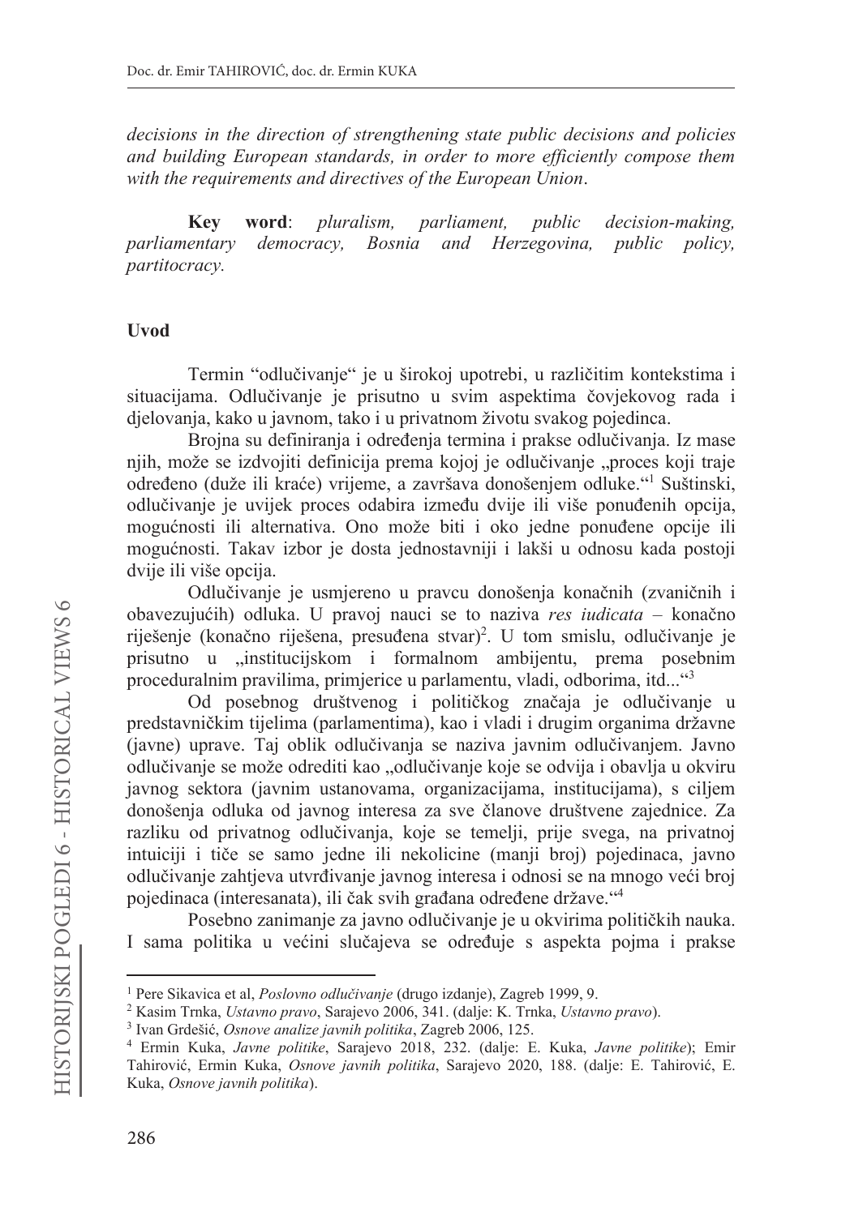*decisions in the direction of strengthening state public decisions and policies and building European standards, in order to more efficiently compose them with the requirements and directives of the European Union*.

**Key word**: *pluralism, parliament, public decision-making, parliamentary democracy, Bosnia and Herzegovina, public policy, partitocracy*.

## Uvod

Termin "odlučivanje" je u širokoj upotrebi, u različitim kontekstima i situacijama. Odlučivanje je prisutno u svim aspektima čovjekovog rada i djelovanja, kako u javnom, tako i u privatnom životu svakog pojedinca.

Brojna su definiranja i određenja termina i prakse odlučivanja. Iz mase njih, može se izdvojiti definicija prema kojoj je odlučivanje „proces koji traje određeno (duže ili kraće) vrijeme, a završava donošenjem odluke."[1] Suštinski, odlučivanje je uvijek proces odabira između dvije ili više ponuđenih opcija, mogućnosti ili alternativa. Ono može biti i oko jedne ponuđene opcije ili mogućnosti. Takav izbor je dosta jednostavniji i lakši u odnosu kada postoji dvije ili više opcija.

Odlučivanje je usmjereno u pravcu donošenja konačnih (zvaničnih i obavezujućih) odluka. U pravoj nauci se to naziva *res iudicata* – konačno riješenje (konačno riješena, presuđena stvar)[2]. U tom smislu, odlučivanje je prisutno u „institucijskom i formalnom ambijentu, prema posebnim proceduralnim pravilima, primjerice u parlamentu, vladi, odborima, itd..."[3]

Od posebnog društvenog i političkog značaja je odlučivanje u predstavničkim tijelima (parlamentima), kao i vladi i drugim organima državne (javne) uprave. Taj oblik odlučivanja se naziva javnim odlučivanjem. Javno odlučivanje se može odrediti kao „odlučivanje koje se odvija i obavlja u okviru javnog sektora (javnim ustanovama, organizacijama, institucijama), s ciljem donošenja odluka od javnog interesa za sve članove društvene zajednice. Za razliku od privatnog odlučivanja, koje se temelji, prije svega, na privatnoj intuiciji i tiče se samo jedne ili nekolicine (manji broj) pojedinaca, javno odlučivanje zahtjeva utvrđivanje javnog interesa i odnosi se na mnogo veći broj pojedinaca (interesanata), ili čak svih građana određene države."[4]

Posebno zanimanje za javno odlučivanje je u okvirima političkih nauka. I sama politika u većini slučajeva se određuje s aspekta pojma i prakse

---

[1] Pere Sikavica et al, *Poslovno odlučivanje* (drugo izdanje), Zagreb 1999, 9.

[2] Kasim Trnka, *Ustavno pravo*, Sarajevo 2006, 341. (dalje: K. Trnka, *Ustavno pravo*).

[3] Ivan Grdešić, *Osnove analize javnih politika*, Zagreb 2006, 125.

[4] Ermin Kuka, *Javne politike*, Sarajevo 2018, 232. (dalje: E. Kuka, *Javne politike*); Emir Tahirović, Ermin Kuka, *Osnove javnih politika*, Sarajevo 2020, 188. (dalje: E. Tahirović, E. Kuka, *Osnove javnih politika*).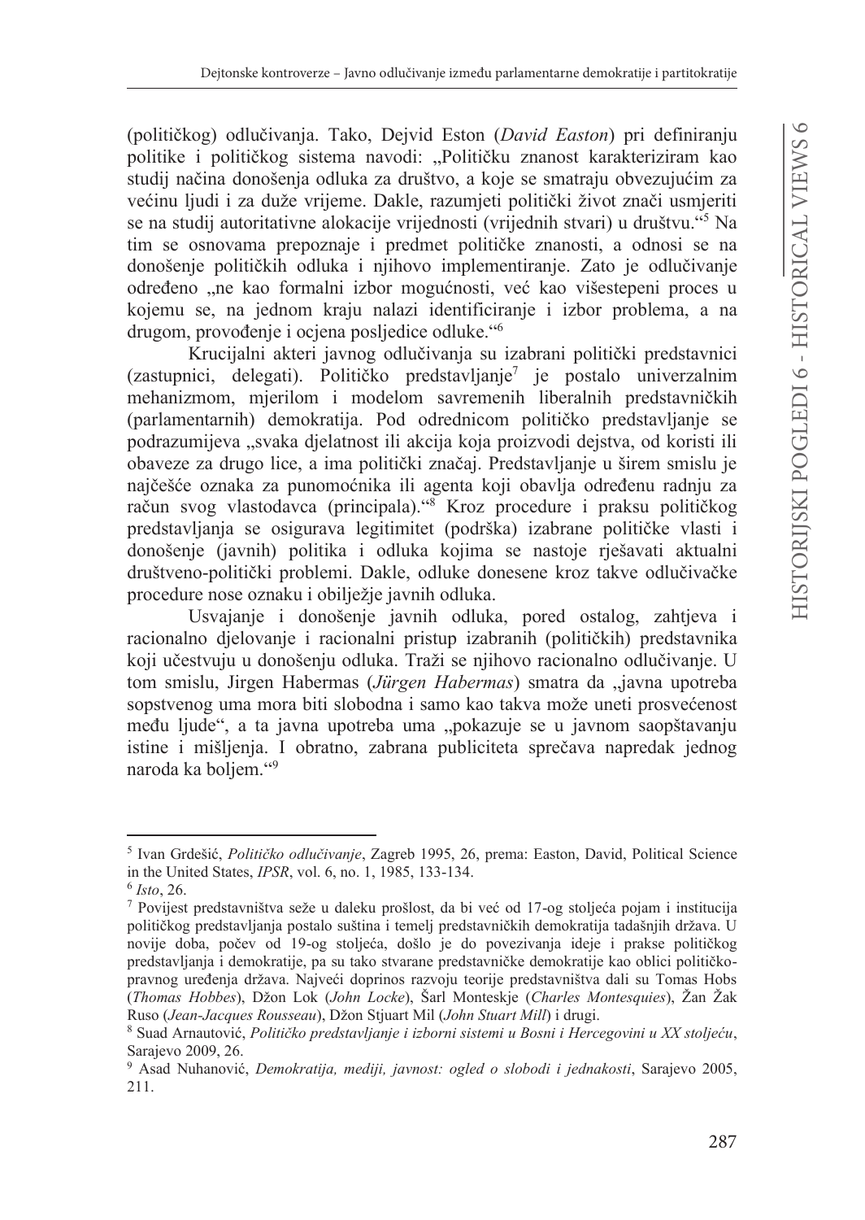(političkog) odlučivanja. Tako, Dejvid Eston (*David Easton*) pri definiranju politike i političkog sistema navodi: „Političku znanost karakteriziram kao studij načina donošenja odluka za društvo, a koje se smatraju obvezujućim za većinu ljudi i za duže vrijeme. Dakle, razumjeti politički život znači usmjeriti se na studij autoritativne alokacije vrijednosti (vrijednih stvari) u društvu."[5] Na tim se osnovama prepoznaje i predmet političke znanosti, a odnosi se na donošenje političkih odluka i njihovo implementiranje. Zato je odlučivanje određeno „ne kao formalni izbor mogućnosti, već kao višestepeni proces u kojemu se, na jednom kraju nalazi identificiranje i izbor problema, a na drugom, provođenje i ocjena posljedice odluke."[6]

Krucijalni akteri javnog odlučivanja su izabrani politički predstavnici (zastupnici, delegati). Političko predstavljanje[7] je postalo univerzalnim mehanizmom, mjerilom i modelom savremenih liberalnih predstavničkih (parlamentarnih) demokratija. Pod odrednicom političko predstavljanje se podrazumijeva „svaka djelatnost ili akcija koja proizvodi dejstva, od koristi ili obaveze za drugo lice, a ima politički značaj. Predstavljanje u širem smislu je najčešće oznaka za punomoćnika ili agenta koji obavlja određenu radnju za račun svog vlastodavca (principala)."[8] Kroz procedure i praksu političkog predstavljanja se osigurava legitimitet (podrška) izabrane političke vlasti i donošenje (javnih) politika i odluka kojima se nastoje rješavati aktualni društveno-politički problemi. Dakle, odluke donesene kroz takve odlučivačke procedure nose oznaku i obilježje javnih odluka.

Usvajanje i donošenje javnih odluka, pored ostalog, zahtjeva i racionalno djelovanje i racionalni pristup izabranih (političkih) predstavnika koji učestvuju u donošenju odluka. Traži se njihovo racionalno odlučivanje. U tom smislu, Jirgen Habermas (*Jürgen Habermas*) smatra da „javna upotreba sopstvenog uma mora biti slobodna i samo kao takva može uneti prosvećenost među ljude", a ta javna upotreba uma „pokazuje se u javnom saopštavanju istine i mišljenja. I obratno, zabrana publiciteta sprečava napredak jednog naroda ka boljem."[9]

---

[5] Ivan Grdešić, *Političko odlučivanje*, Zagreb 1995, 26, prema: Easton, David, Political Science in the United States, *IPSR*, vol. 6, no. 1, 1985, 133-134.

[6] *Isto*, 26.

[7] Povijest predstavništva seže u daleku prošlost, da bi već od 17-og stoljeća pojam i institucija političkog predstavljanja postalo suština i temelj predstavničkih demokratija tadašnjih država. U novije doba, počev od 19-og stoljeća, došlo je do povezivanja ideje i prakse političkog predstavljanja i demokratije, pa su tako stvarane predstavničke demokratije kao oblici političko-pravnog uređenja država. Najveći doprinos razvoju teorije predstavništva dali su Tomas Hobs (*Thomas Hobbes*), Džon Lok (*John Locke*), Šarl Monteskje (*Charles Montesquies*), Žan Žak Ruso (*Jean-Jacques Rousseau*), Džon Stjuart Mil (*John Stuart Mill*) i drugi.

[8] Suad Arnautović, *Političko predstavljanje i izborni sistemi u Bosni i Hercegovini u XX stoljeću*, Sarajevo 2009, 26.

[9] Asad Nuhanović, *Demokratija, mediji, javnost: ogled o slobodi i jednakosti*, Sarajevo 2005, 211.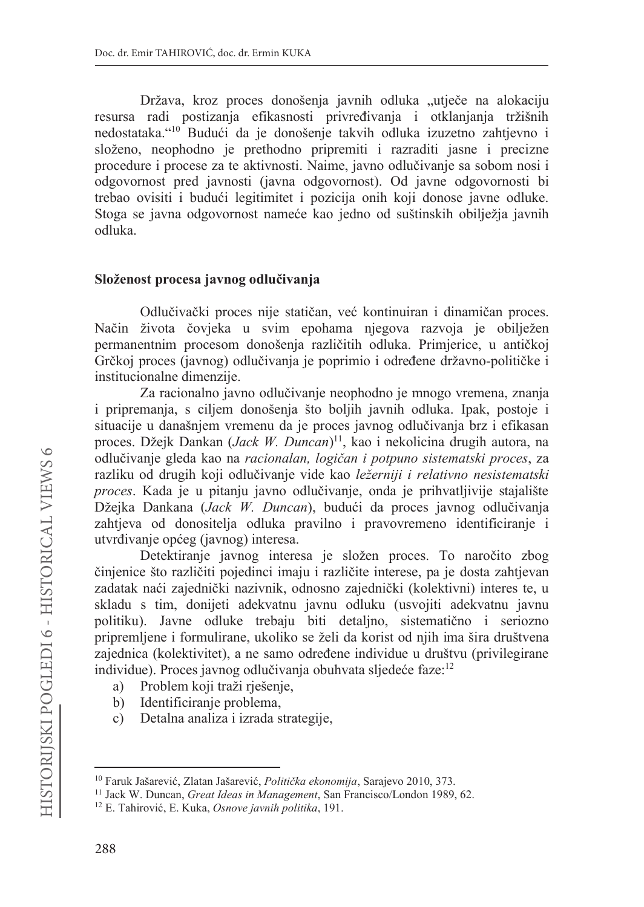Država, kroz proces donošenja javnih odluka „utječe na alokaciju resursa radi postizanja efikasnosti privređivanja i otklanjanja tržišnih nedostataka."[10] Budući da je donošenje takvih odluka izuzetno zahtjevno i složeno, neophodno je prethodno pripremiti i razraditi jasne i precizne procedure i procese za te aktivnosti. Naime, javno odlučivanje sa sobom nosi i odgovornost pred javnosti (javna odgovornost). Od javne odgovornosti bi trebao ovisiti i budući legitimitet i pozicija onih koji donose javne odluke. Stoga se javna odgovornost nameće kao jedno od suštinskih obilježja javnih odluka.

## Složenost procesa javnog odlučivanja

Odlučivački proces nije statičan, već kontinuiran i dinamičan proces. Način života čovjeka u svim epohama njegova razvoja je obilježen permanentnim procesom donošenja različitih odluka. Primjerice, u antičkoj Grčkoj proces (javnog) odlučivanja je poprimio i određene državno-političke i institucionalne dimenzije.

Za racionalno javno odlučivanje neophodno je mnogo vremena, znanja i pripremanja, s ciljem donošenja što boljih javnih odluka. Ipak, postoje i situacije u današnjem vremenu da je proces javnog odlučivanja brz i efikasan proces. Džejk Dankan (*Jack W. Duncan*)[11], kao i nekolicina drugih autora, na odlučivanje gleda kao na *racionalan, logičan i potpuno sistematski proces*, za razliku od drugih koji odlučivanje vide kao *ležerniji i relativno nesistematski proces*. Kada je u pitanju javno odlučivanje, onda je prihvatljivije stajalište Džejka Dankana (*Jack W. Duncan*), budući da proces javnog odlučivanja zahtjeva od donositelja odluka pravilno i pravovremeno identificiranje i utvrđivanje općeg (javnog) interesa.

Detektiranje javnog interesa je složen proces. To naročito zbog činjenice što različiti pojedinci imaju i različite interese, pa je dosta zahtjevan zadatak naći zajednički nazivnik, odnosno zajednički (kolektivni) interes te, u skladu s tim, donijeti adekvatnu javnu odluku (usvojiti adekvatnu javnu politiku). Javne odluke trebaju biti detaljno, sistematično i seriozno pripremljene i formulirane, ukoliko se želi da korist od njih ima šira društvena zajednica (kolektivitet), a ne samo određene individue u društvu (privilegirane individue). Proces javnog odlučivanja obuhvata sljedeće faze:[12]

a) Problem koji traži rješenje,
b) Identificiranje problema,
c) Detalna analiza i izrada strategije,

---

[10] Faruk Jašarević, Zlatan Jašarević, *Politička ekonomija*, Sarajevo 2010, 373.

[11] Jack W. Duncan, *Great Ideas in Management*, San Francisco/London 1989, 62.

[12] E. Tahirović, E. Kuka, *Osnove javnih politika*, 191.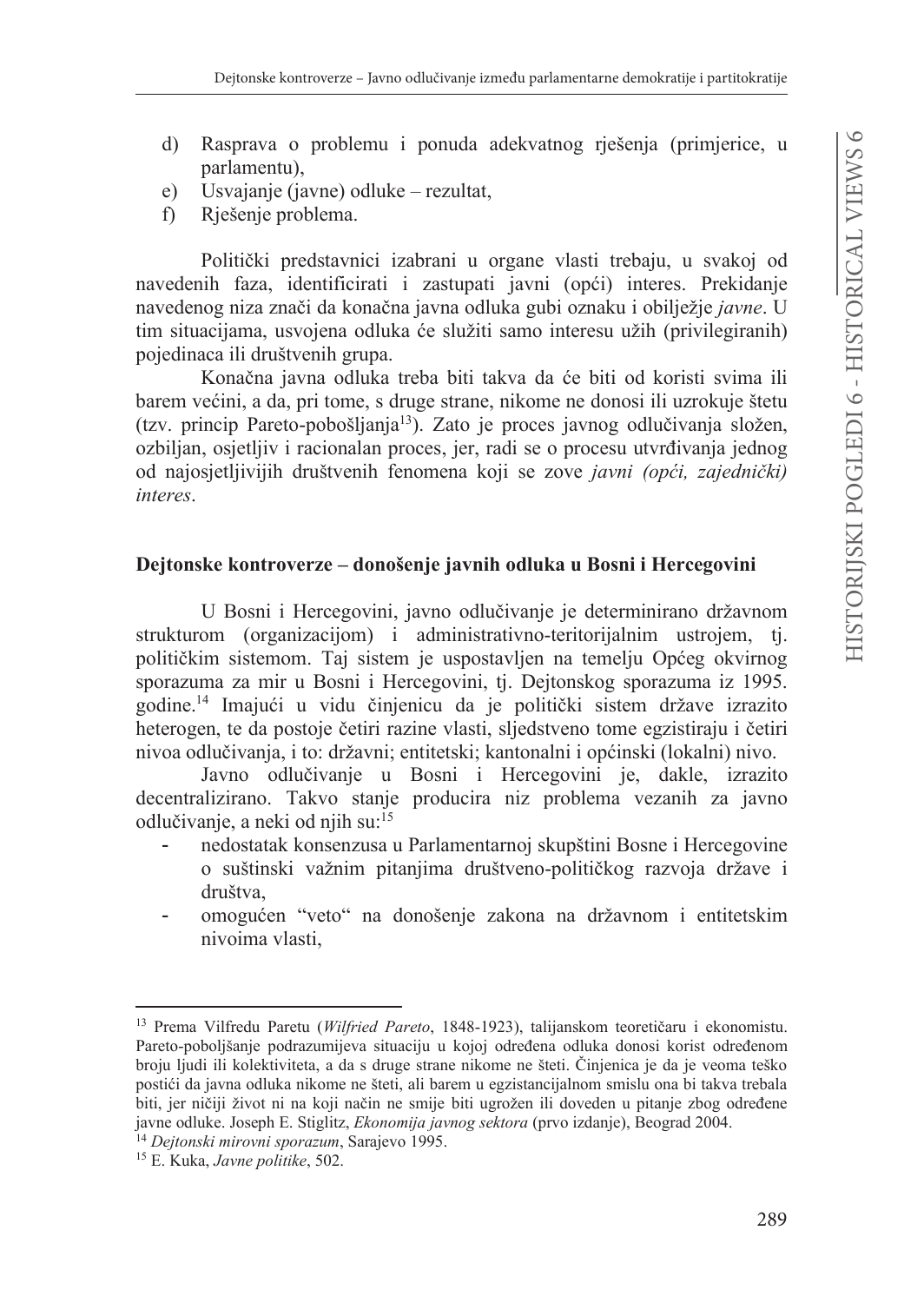d) Rasprava o problemu i ponuda adekvatnog rješenja (primjerice, u parlamentu),
e) Usvajanje (javne) odluke – rezultat,
f) Rješenje problema.

Politički predstavnici izabrani u organe vlasti trebaju, u svakoj od navedenih faza, identificirati i zastupati javni (opći) interes. Prekidanje navedenog niza znači da konačna javna odluka gubi oznaku i obilježje *javne*. U tim situacijama, usvojena odluka će služiti samo interesu užih (privilegiranih) pojedinaca ili društvenih grupa.

Konačna javna odluka treba biti takva da će biti od koristi svima ili barem većini, a da, pri tome, s druge strane, nikome ne donosi ili uzrokuje štetu (tzv. princip Pareto-pobošljanja[13]). Zato je proces javnog odlučivanja složen, ozbiljan, osjetljiv i racionalan proces, jer, radi se o procesu utvrđivanja jednog od najosjetljivijih društvenih fenomena koji se zove *javni (opći, zajednički) interes*.

## Dejtonske kontroverze – donošenje javnih odluka u Bosni i Hercegovini

U Bosni i Hercegovini, javno odlučivanje je determinirano državnom strukturom (organizacijom) i administrativno-teritorijalnim ustrojem, tj. političkim sistemom. Taj sistem je uspostavljen na temelju Općeg okvirnog sporazuma za mir u Bosni i Hercegovini, tj. Dejtonskog sporazuma iz 1995. godine.[14] Imajući u vidu činjenicu da je politički sistem države izrazito heterogen, te da postoje četiri razine vlasti, sljedstveno tome egzistiraju i četiri nivoa odlučivanja, i to: državni; entitetski; kantonalni i općinski (lokalni) nivo.

Javno odlučivanje u Bosni i Hercegovini je, dakle, izrazito decentralizirano. Takvo stanje producira niz problema vezanih za javno odlučivanje, a neki od njih su:[15]

- nedostatak konsenzusa u Parlamentarnoj skupštini Bosne i Hercegovine o suštinski važnim pitanjima društveno-političkog razvoja države i društva,
- omogućen "veto" na donošenje zakona na državnom i entitetskim nivoima vlasti,

---

[13] Prema Vilfredu Paretu (*Wilfried Pareto*, 1848-1923), talijanskom teoretičaru i ekonomistu. Pareto-poboljšanje podrazumijeva situaciju u kojoj određena odluka donosi korist određenom broju ljudi ili kolektiviteta, a da s druge strane nikome ne šteti. Činjenica je da je veoma teško postići da javna odluka nikome ne šteti, ali barem u egzistancijalnom smislu ona bi takva trebala biti, jer ničiji život ni na koji način ne smije biti ugrožen ili doveden u pitanje zbog određene javne odluke. Joseph E. Stiglitz, *Ekonomija javnog sektora* (prvo izdanje), Beograd 2004.

[14] *Dejtonski mirovni sporazum*, Sarajevo 1995.

[15] E. Kuka, *Javne politike*, 502.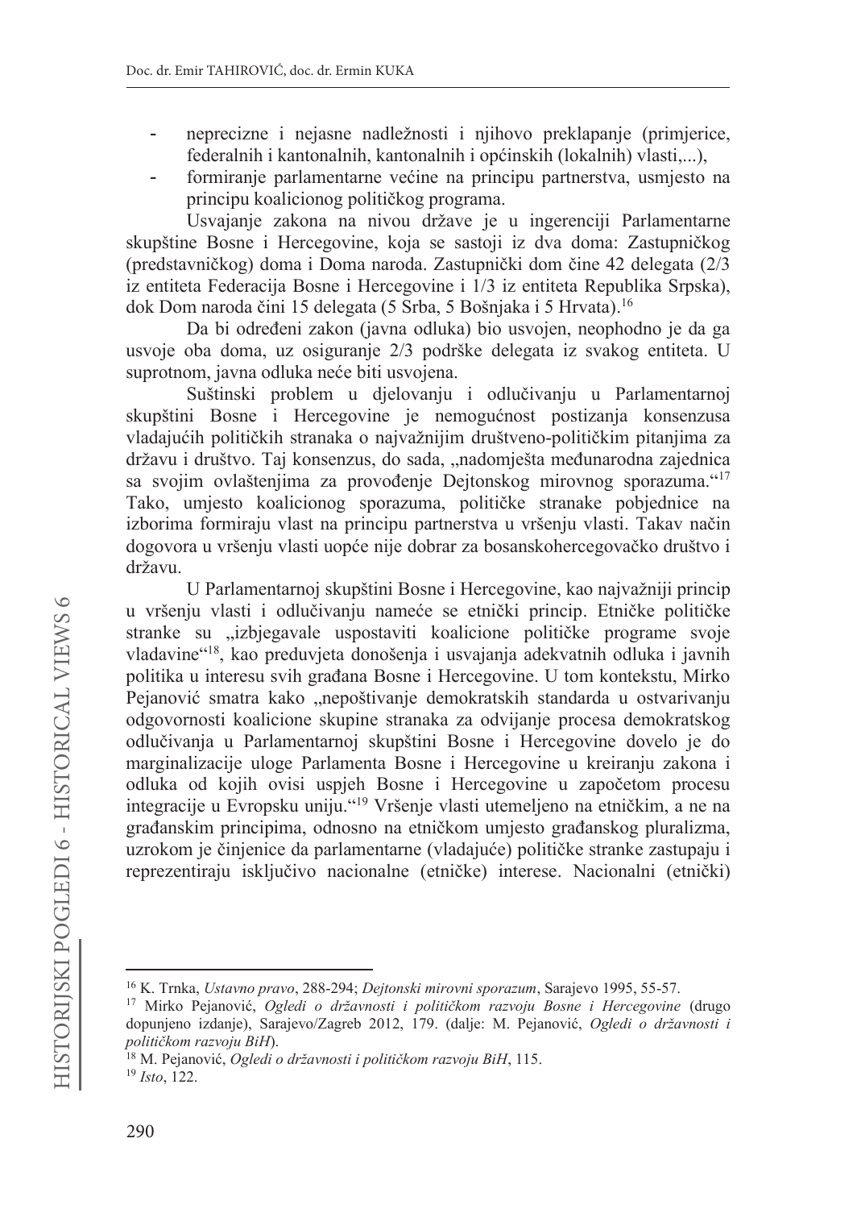- neprecizne i nejasne nadležnosti i njihovo preklapanje (primjerice, federalnih i kantonalnih, kantonalnih i općinskih (lokalnih) vlasti,...),
- formiranje parlamentarne većine na principu partnerstva, usmjesto na principu koalicionog političkog programa.

Usvajanje zakona na nivou države je u ingerenciji Parlamentarne skupštine Bosne i Hercegovine, koja se sastoji iz dva doma: Zastupničkog (predstavničkog) doma i Doma naroda. Zastupnički dom čine 42 delegata (2/3 iz entiteta Federacija Bosne i Hercegovine i 1/3 iz entiteta Republika Srpska), dok Dom naroda čini 15 delegata (5 Srba, 5 Bošnjaka i 5 Hrvata).[16]

Da bi određeni zakon (javna odluka) bio usvojen, neophodno je da ga usvoje oba doma, uz osiguranje 2/3 podrške delegata iz svakog entiteta. U suprotnom, javna odluka neće biti usvojena.

Suštinski problem u djelovanju i odlučivanju u Parlamentarnoj skupštini Bosne i Hercegovine je nemogućnost postizanja konsenzusa vladajućih političkih stranaka o najvažnijim društveno-političkim pitanjima za državu i društvo. Taj konsenzus, do sada, „nadomješta međunarodna zajednica sa svojim ovlaštenjima za provođenje Dejtonskog mirovnog sporazuma."[17] Tako, umjesto koalicionog sporazuma, političke stranke pobjednice na izborima formiraju vlast na principu partnerstva u vršenju vlasti. Takav način dogovora u vršenju vlasti uopće nije dobrar za bosanskohercegovačko društvo i državu.

U Parlamentarnoj skupštini Bosne i Hercegovine, kao najvažniji princip u vršenju vlasti i odlučivanju nameće se etnički princip. Etničke političke stranke su „izbjegavale uspostaviti koalicione političke programe svoje vladavine"[18], kao preduvjeta donošenja i usvajanja adekvatnih odluka i javnih politika u interesu svih građana Bosne i Hercegovine. U tom kontekstu, Mirko Pejanović smatra kako „nepoštivanje demokratskih standarda u ostvarivanju odgovornosti koalicione skupine stranaka za odvijanje procesa demokratskog odlučivanja u Parlamentarnoj skupštini Bosne i Hercegovine dovelo je do marginalizacije uloge Parlamenta Bosne i Hercegovine u kreiranju zakona i odluka od kojih ovisi uspjeh Bosne i Hercegovine u započetom procesu integracije u Evropsku uniju."[19] Vršenje vlasti utemeljeno na etničkim, a ne na građanskim principima, odnosno na etničkom umjesto građanskog pluralizma, uzrokom je činjenice da parlamentarne (vladajuće) političke stranke zastupaju i reprezentiraju isključivo nacionalne (etničke) interese. Nacionalni (etnički)

---

[16] K. Trnka, *Ustavno pravo*, 288-294; *Dejtonski mirovni sporazum*, Sarajevo 1995, 55-57.

[17] Mirko Pejanović, *Ogledi o državnosti i političkom razvoju Bosne i Hercegovine* (drugo dopunjeno izdanje), Sarajevo/Zagreb 2012, 179. (dalje: M. Pejanović, *Ogledi o državnosti i političkom razvoju BiH*).

[18] M. Pejanović, *Ogledi o državnosti i političkom razvoju BiH*, 115.

[19] *Isto*, 122.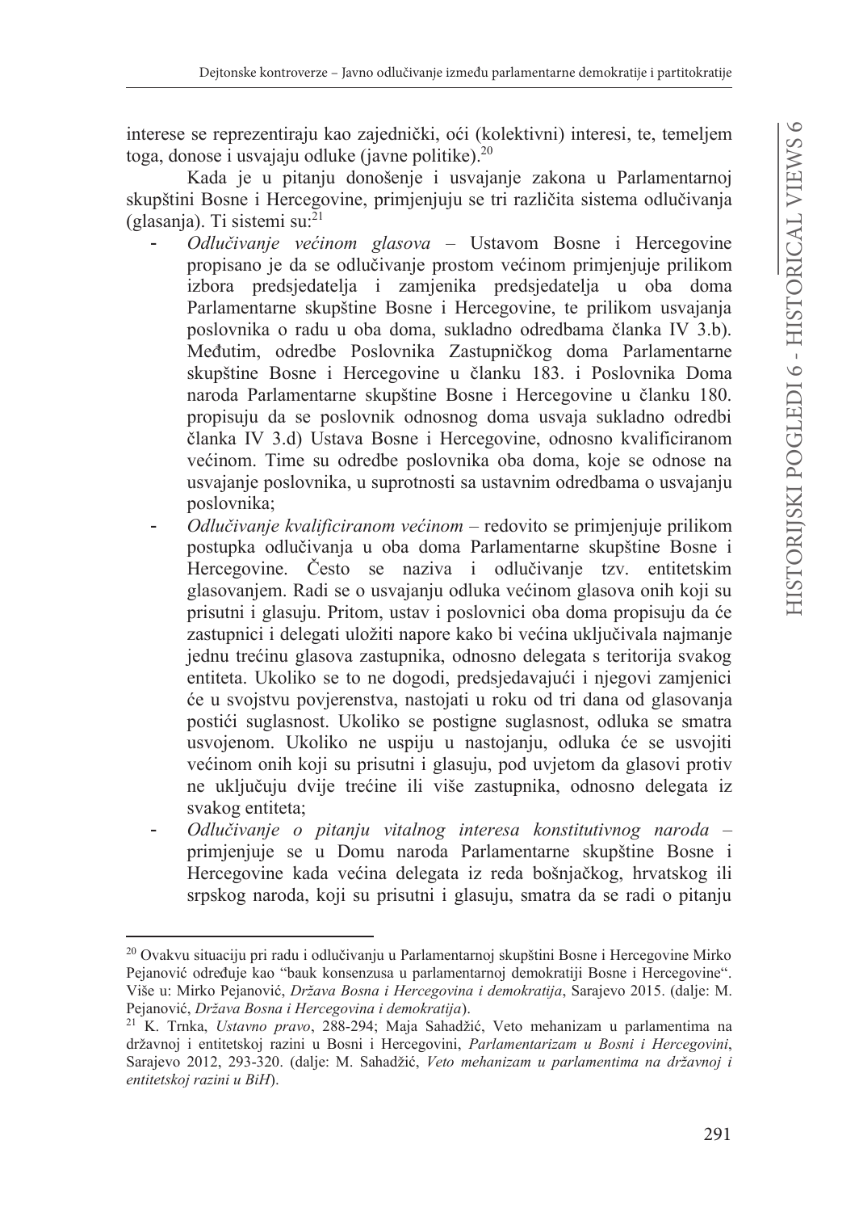interese se reprezentiraju kao zajednički, oći (kolektivni) interesi, te, temeljem toga, donose i usvajaju odluke (javne politike).[20]

Kada je u pitanju donošenje i usvajanje zakona u Parlamentarnoj skupštini Bosne i Hercegovine, primjenjuju se tri različita sistema odlučivanja (glasanja). Ti sistemi su:[21]

- *Odlučivanje većinom glasova* – Ustavom Bosne i Hercegovine propisano je da se odlučivanje prostom većinom primjenjuje prilikom izbora predsjedatelja i zamjenika predsjedatelja u oba doma Parlamentarne skupštine Bosne i Hercegovine, te prilikom usvajanja poslovnika o radu u oba doma, sukladno odredbama članka IV 3.b). Međutim, odredbe Poslovnika Zastupničkog doma Parlamentarne skupštine Bosne i Hercegovine u članku 183. i Poslovnika Doma naroda Parlamentarne skupštine Bosne i Hercegovine u članku 180. propisuju da se poslovnik odnosnog doma usvaja sukladno odredbi članka IV 3.d) Ustava Bosne i Hercegovine, odnosno kvalificiranom većinom. Time su odredbe poslovnika oba doma, koje se odnose na usvajanje poslovnika, u suprotnosti sa ustavnim odredbama o usvajanju poslovnika;
- *Odlučivanje kvalificiranom većinom* – redovito se primjenjuje prilikom postupka odlučivanja u oba doma Parlamentarne skupštine Bosne i Hercegovine. Često se naziva i odlučivanje tzv. entitetskim glasovanjem. Radi se o usvajanju odluka većinom glasova onih koji su prisutni i glasuju. Pritom, ustav i poslovnici oba doma propisuju da će zastupnici i delegati uložiti napore kako bi većina uključivala najmanje jednu trećinu glasova zastupnika, odnosno delegata s teritorija svakog entiteta. Ukoliko se to ne dogodi, predsjedavajući i njegovi zamjenici će u svojstvu povjerenstva, nastojati u roku od tri dana od glasovanja postići suglasnost. Ukoliko se postigne suglasnost, odluka se smatra usvojenom. Ukoliko ne uspiju u nastojanju, odluka će se usvojiti većinom onih koji su prisutni i glasuju, pod uvjetom da glasovi protiv ne uključuju dvije trećine ili više zastupnika, odnosno delegata iz svakog entiteta;
- *Odlučivanje o pitanju vitalnog interesa konstitutivnog naroda* – primjenjuje se u Domu naroda Parlamentarne skupštine Bosne i Hercegovine kada većina delegata iz reda bošnjačkog, hrvatskog ili srpskog naroda, koji su prisutni i glasuju, smatra da se radi o pitanju

---

[20] Ovakvu situaciju pri radu i odlučivanju u Parlamentarnoj skupštini Bosne i Hercegovine Mirko Pejanović određuje kao "bauk konsenzusa u parlamentarnoj demokratiji Bosne i Hercegovine". Više u: Mirko Pejanović, *Država Bosna i Hercegovina i demokratija*, Sarajevo 2015. (dalje: M. Pejanović, *Država Bosna i Hercegovina i demokratija*).

[21] K. Trnka, *Ustavno pravo*, 288-294; Maja Sahadžić, Veto mehanizam u parlamentima na državnoj i entitetskoj razini u Bosni i Hercegovini, *Parlamentarizam u Bosni i Hercegovini*, Sarajevo 2012, 293-320. (dalje: M. Sahadžić, *Veto mehanizam u parlamentima na državnoj i entitetskoj razini u BiH*).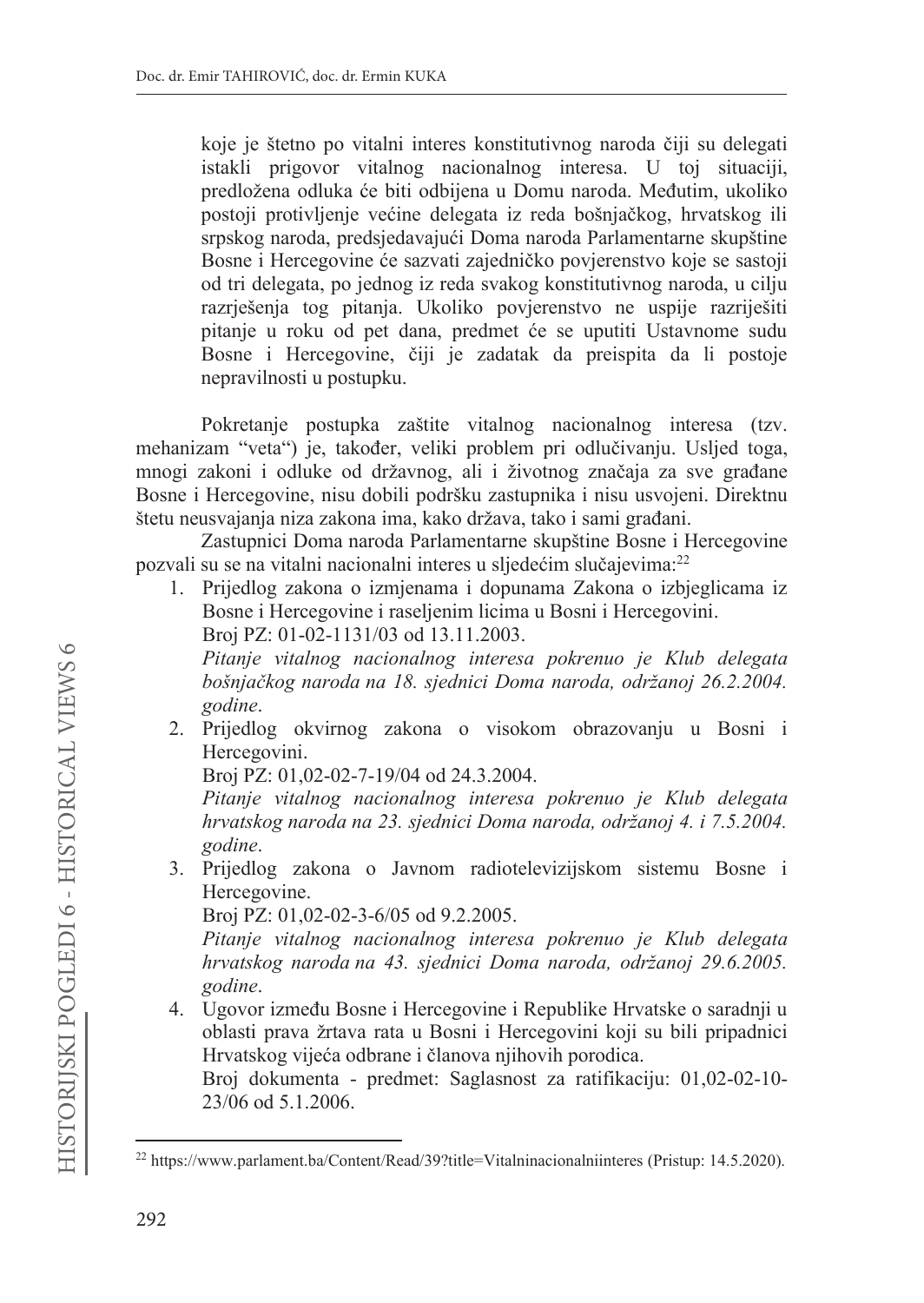koje je štetno po vitalni interes konstitutivnog naroda čiji su delegati istakli prigovor vitalnog nacionalnog interesa. U toj situaciji, predložena odluka će biti odbijena u Domu naroda. Međutim, ukoliko postoji protivljenje većine delegata iz reda bošnjačkog, hrvatskog ili srpskog naroda, predsjedavajući Doma naroda Parlamentarne skupštine Bosne i Hercegovine će sazvati zajedničko povjerenstvo koje se sastoji od tri delegata, po jednog iz reda svakog konstitutivnog naroda, u cilju razrješenja tog pitanja. Ukoliko povjerenstvo ne uspije razriješiti pitanje u roku od pet dana, predmet će se uputiti Ustavnome sudu Bosne i Hercegovine, čiji je zadatak da preispita da li postoje nepravilnosti u postupku.

Pokretanje postupka zaštite vitalnog nacionalnog interesa (tzv. mehanizam "veta") je, također, veliki problem pri odlučivanju. Uslijed toga, mnogi zakoni i odluke od državnog, ali i životnog značaja za sve građane Bosne i Hercegovine, nisu dobili podršku zastupnika i nisu usvojeni. Direktnu štetu neusvajanja niza zakona ima, kako država, tako i sami građani.

Zastupnici Doma naroda Parlamentarne skupštine Bosne i Hercegovine pozvali su se na vitalni nacionalni interes u sljedećim slučajevima:[22]

1. Prijedlog zakona o izmjenama i dopunama Zakona o izbjeglicama iz Bosne i Hercegovine i raseljenim licima u Bosni i Hercegovini.
   Broj PZ: 01-02-1131/03 od 13.11.2003.
   *Pitanje vitalnog nacionalnog interesa pokrenuo je Klub delegata bošnjačkog naroda na 18. sjednici Doma naroda, održanoj 26.2.2004. godine*.
2. Prijedlog okvirnog zakona o visokom obrazovanju u Bosni i Hercegovini.
   Broj PZ: 01,02-02-7-19/04 od 24.3.2004.
   *Pitanje vitalnog nacionalnog interesa pokrenuo je Klub delegata hrvatskog naroda na 23. sjednici Doma naroda, održanoj 4. i 7.5.2004. godine*.
3. Prijedlog zakona o Javnom radiotelevizijskom sistemu Bosne i Hercegovine.
   Broj PZ: 01,02-02-3-6/05 od 9.2.2005.
   *Pitanje vitalnog nacionalnog interesa pokrenuo je Klub delegata hrvatskog naroda na 43. sjednici Doma naroda, održanoj 29.6.2005. godine*.
4. Ugovor između Bosne i Hercegovine i Republike Hrvatske o saradnji u oblasti prava žrtava rata u Bosni i Hercegovini koji su bili pripadnici Hrvatskog vijeća odbrane i članova njihovih porodica.
   Broj dokumenta - predmet: Saglasnost za ratifikaciju: 01,02-02-10-23/06 od 5.1.2006.

---

[22] https://www.parlament.ba/Content/Read/39?title=Vitalninacionalniinteres (Pristup: 14.5.2020).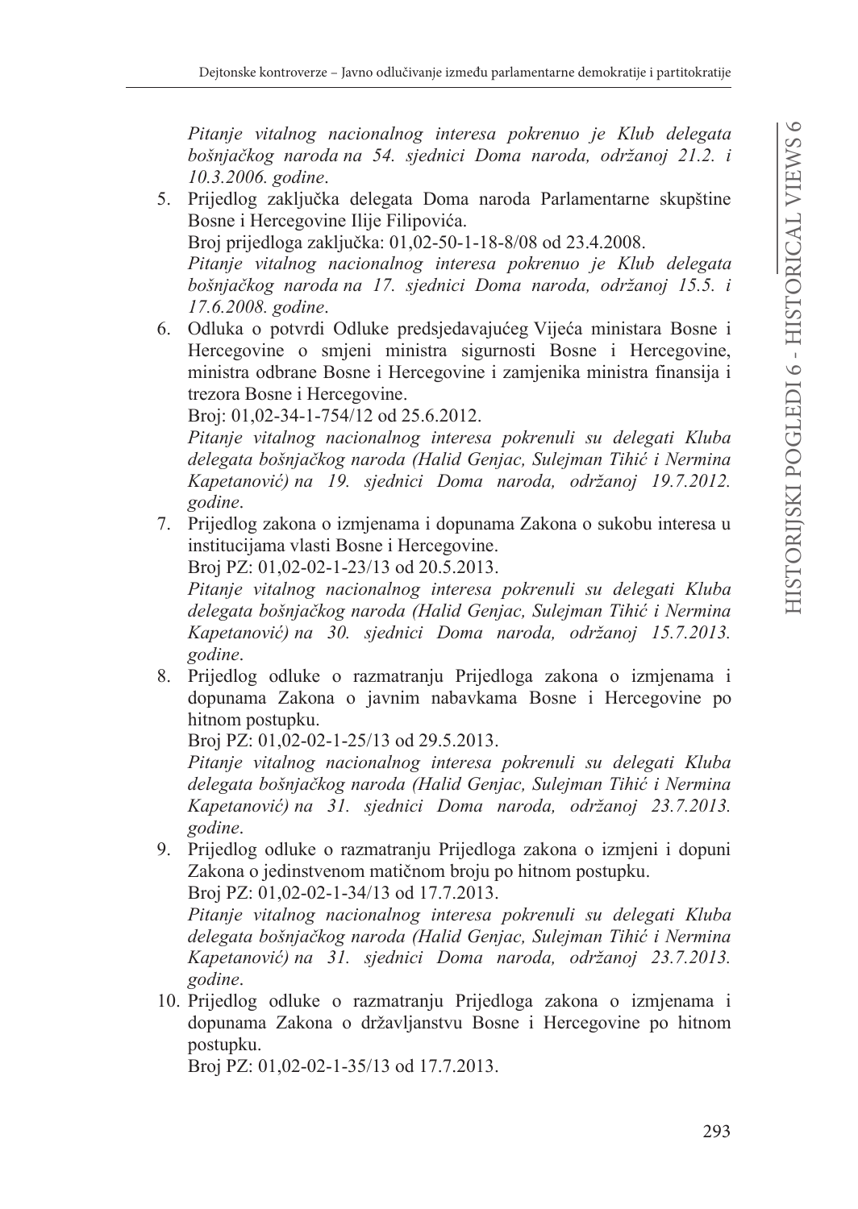*Pitanje vitalnog nacionalnog interesa pokrenuo je Klub delegata bošnjačkog naroda na 54. sjednici Doma naroda, održanoj 21.2. i 10.3.2006. godine*.

5. Prijedlog zaključka delegata Doma naroda Parlamentarne skupštine Bosne i Hercegovine Ilije Filipovića.
   Broj prijedloga zaključka: 01,02-50-1-18-8/08 od 23.4.2008.
   *Pitanje vitalnog nacionalnog interesa pokrenuo je Klub delegata bošnjačkog naroda na 17. sjednici Doma naroda, održanoj 15.5. i 17.6.2008. godine*.
6. Odluka o potvrdi Odluke predsjedavajućeg Vijeća ministara Bosne i Hercegovine o smjeni ministra sigurnosti Bosne i Hercegovine, ministra odbrane Bosne i Hercegovine i zamjenika ministra finansija i trezora Bosne i Hercegovine.
   Broj: 01,02-34-1-754/12 od 25.6.2012.
   *Pitanje vitalnog nacionalnog interesa pokrenuli su delegati Kluba delegata bošnjačkog naroda (Halid Genjac, Sulejman Tihić i Nermina Kapetanović) na 19. sjednici Doma naroda, održanoj 19.7.2012. godine*.
7. Prijedlog zakona o izmjenama i dopunama Zakona o sukobu interesa u institucijama vlasti Bosne i Hercegovine.
   Broj PZ: 01,02-02-1-23/13 od 20.5.2013.
   *Pitanje vitalnog nacionalnog interesa pokrenuli su delegati Kluba delegata bošnjačkog naroda (Halid Genjac, Sulejman Tihić i Nermina Kapetanović) na 30. sjednici Doma naroda, održanoj 15.7.2013. godine*.
8. Prijedlog odluke o razmatranju Prijedloga zakona o izmjenama i dopunama Zakona o javnim nabavkama Bosne i Hercegovine po hitnom postupku.
   Broj PZ: 01,02-02-1-25/13 od 29.5.2013.
   *Pitanje vitalnog nacionalnog interesa pokrenuli su delegati Kluba delegata bošnjačkog naroda (Halid Genjac, Sulejman Tihić i Nermina Kapetanović) na 31. sjednici Doma naroda, održanoj 23.7.2013. godine*.
9. Prijedlog odluke o razmatranju Prijedloga zakona o izmjeni i dopuni Zakona o jedinstvenom matičnom broju po hitnom postupku.
   Broj PZ: 01,02-02-1-34/13 od 17.7.2013.
   *Pitanje vitalnog nacionalnog interesa pokrenuli su delegati Kluba delegata bošnjačkog naroda (Halid Genjac, Sulejman Tihić i Nermina Kapetanović) na 31. sjednici Doma naroda, održanoj 23.7.2013. godine*.
10. Prijedlog odluke o razmatranju Prijedloga zakona o izmjenama i dopunama Zakona o državljanstvu Bosne i Hercegovine po hitnom postupku.
    Broj PZ: 01,02-02-1-35/13 od 17.7.2013.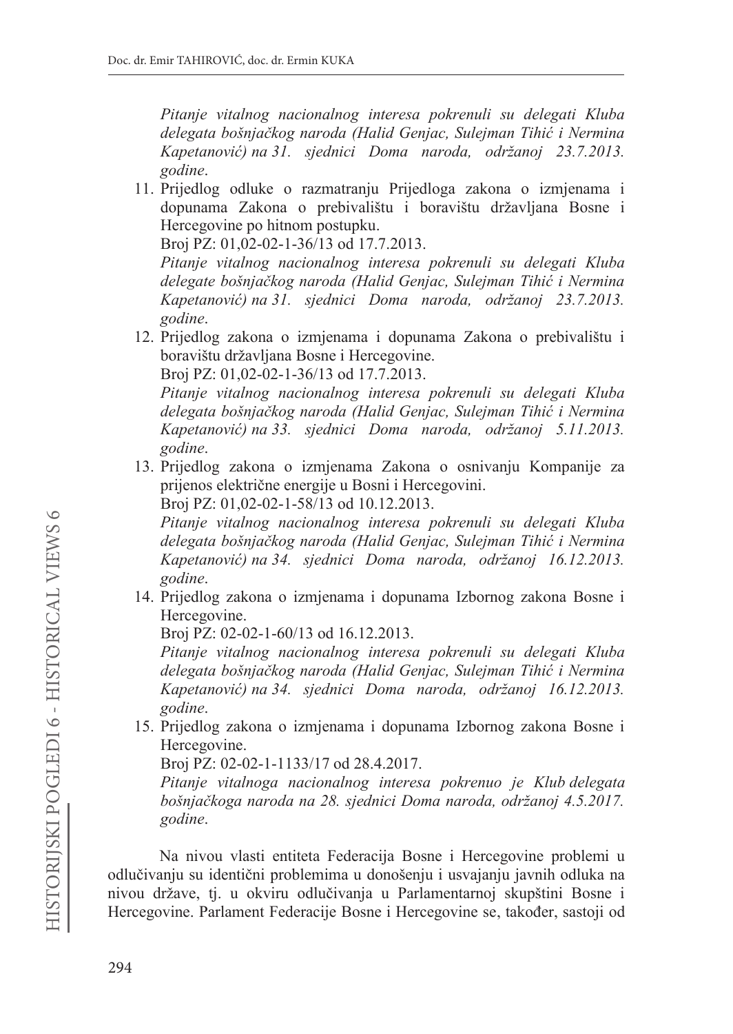*Pitanje vitalnog nacionalnog interesa pokrenuli su delegati Kluba delegata bošnjačkog naroda (Halid Genjac, Sulejman Tihić i Nermina Kapetanović) na 31. sjednici Doma naroda, održanoj 23.7.2013. godine*.

11. Prijedlog odluke o razmatranju Prijedloga zakona o izmjenama i dopunama Zakona o prebivalištu i boravištu državljana Bosne i Hercegovine po hitnom postupku.
    Broj PZ: 01,02-02-1-36/13 od 17.7.2013.
    *Pitanje vitalnog nacionalnog interesa pokrenuli su delegati Kluba delegate bošnjačkog naroda (Halid Genjac, Sulejman Tihić i Nermina Kapetanović) na 31. sjednici Doma naroda, održanoj 23.7.2013. godine*.
12. Prijedlog zakona o izmjenama i dopunama Zakona o prebivalištu i boravištu državljana Bosne i Hercegovine.
    Broj PZ: 01,02-02-1-36/13 od 17.7.2013.
    *Pitanje vitalnog nacionalnog interesa pokrenuli su delegati Kluba delegata bošnjačkog naroda (Halid Genjac, Sulejman Tihić i Nermina Kapetanović) na 33. sjednici Doma naroda, održanoj 5.11.2013. godine*.
13. Prijedlog zakona o izmjenama Zakona o osnivanju Kompanije za prijenos električne energije u Bosni i Hercegovini.
    Broj PZ: 01,02-02-1-58/13 od 10.12.2013.
    *Pitanje vitalnog nacionalnog interesa pokrenuli su delegati Kluba delegata bošnjačkog naroda (Halid Genjac, Sulejman Tihić i Nermina Kapetanović) na 34. sjednici Doma naroda, održanoj 16.12.2013. godine*.
14. Prijedlog zakona o izmjenama i dopunama Izbornog zakona Bosne i Hercegovine.
    Broj PZ: 02-02-1-60/13 od 16.12.2013.
    *Pitanje vitalnog nacionalnog interesa pokrenuli su delegati Kluba delegata bošnjačkog naroda (Halid Genjac, Sulejman Tihić i Nermina Kapetanović) na 34. sjednici Doma naroda, održanoj 16.12.2013. godine*.
15. Prijedlog zakona o izmjenama i dopunama Izbornog zakona Bosne i Hercegovine.
    Broj PZ: 02-02-1-1133/17 od 28.4.2017.
    *Pitanje vitalnoga nacionalnog interesa pokrenuo je Klub delegata bošnjačkoga naroda na 28. sjednici Doma naroda, održanoj 4.5.2017. godine*.

Na nivou vlasti entiteta Federacija Bosne i Hercegovine problemi u odlučivanju su identični problemima u donošenju i usvajanju javnih odluka na nivou države, tj. u okviru odlučivanja u Parlamentarnoj skupštini Bosne i Hercegovine. Parlament Federacije Bosne i Hercegovine se, također, sastoji od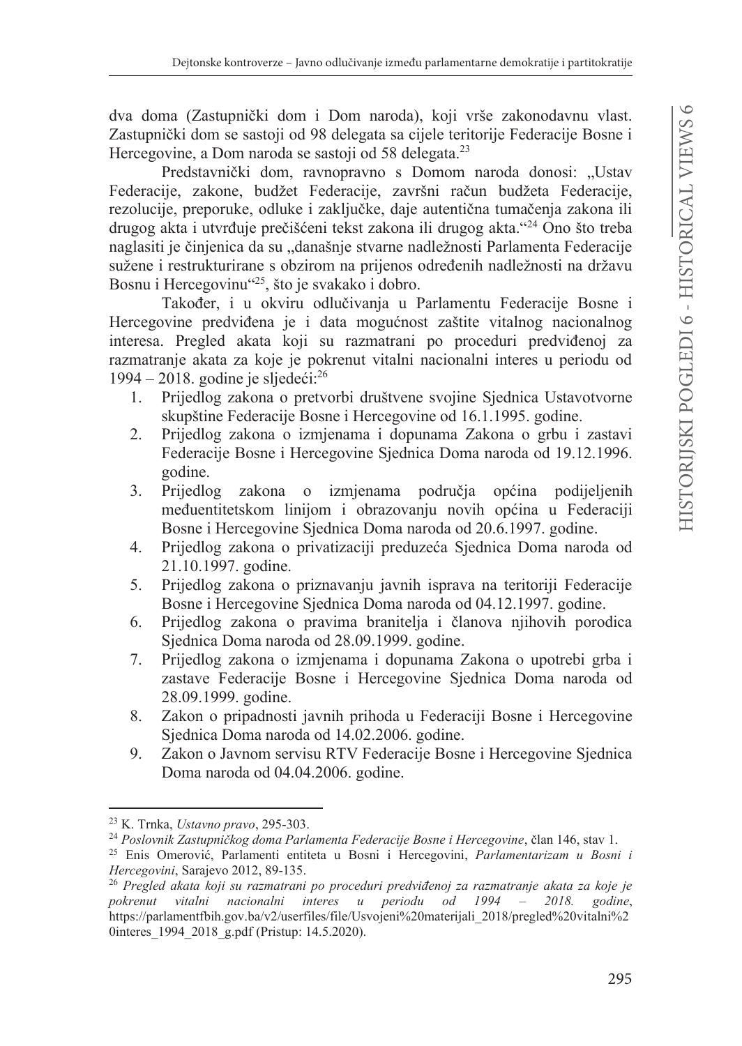dva doma (Zastupnički dom i Dom naroda), koji vrše zakonodavnu vlast. Zastupnički dom se sastoji od 98 delegata sa cijele teritorije Federacije Bosne i Hercegovine, a Dom naroda se sastoji od 58 delegata.[23]

Predstavnički dom, ravnopravno s Domom naroda donosi: „Ustav Federacije, zakone, budžet Federacije, završni račun budžeta Federacije, rezolucije, preporuke, odluke i zaključke, daje autentična tumačenja zakona ili drugog akta i utvrđuje prečišćeni tekst zakona ili drugog akta."[24] Ono što treba naglasiti je činjenica da su „današnje stvarne nadležnosti Parlamenta Federacije sužene i restrukturirane s obzirom na prijenos određenih nadležnosti na državu Bosnu i Hercegovinu"[25], što je svakako i dobro.

Također, i u okviru odlučivanja u Parlamentu Federacije Bosne i Hercegovine predviđena je i data mogućnost zaštite vitalnog nacionalnog interesa. Pregled akata koji su razmatrani po proceduri predviđenoj za razmatranje akata za koje je pokrenut vitalni nacionalni interes u periodu od 1994 – 2018. godine je sljedeći:[26]

1. Prijedlog zakona o pretvorbi društvene svojine Sjednica Ustavotvorne skupštine Federacije Bosne i Hercegovine od 16.1.1995. godine.
2. Prijedlog zakona o izmjenama i dopunama Zakona o grbu i zastavi Federacije Bosne i Hercegovine Sjednica Doma naroda od 19.12.1996. godine.
3. Prijedlog zakona o izmjenama područja općina podijeljenih međuentitetskom linijom i obrazovanju novih općina u Federaciji Bosne i Hercegovine Sjednica Doma naroda od 20.6.1997. godine.
4. Prijedlog zakona o privatizaciji preduzeća Sjednica Doma naroda od 21.10.1997. godine.
5. Prijedlog zakona o priznavanju javnih isprava na teritoriji Federacije Bosne i Hercegovine Sjednica Doma naroda od 04.12.1997. godine.
6. Prijedlog zakona o pravima branitelja i članova njihovih porodica Sjednica Doma naroda od 28.09.1999. godine.
7. Prijedlog zakona o izmjenama i dopunama Zakona o upotrebi grba i zastave Federacije Bosne i Hercegovine Sjednica Doma naroda od 28.09.1999. godine.
8. Zakon o pripadnosti javnih prihoda u Federaciji Bosne i Hercegovine Sjednica Doma naroda od 14.02.2006. godine.
9. Zakon o Javnom servisu RTV Federacije Bosne i Hercegovine Sjednica Doma naroda od 04.04.2006. godine.

---

[23] K. Trnka, *Ustavno pravo*, 295-303.

[24] *Poslovnik Zastupničkog doma Parlamenta Federacije Bosne i Hercegovine*, član 146, stav 1.

[25] Enis Omerović, Parlamenti entiteta u Bosni i Hercegovini, *Parlamentarizam u Bosni i Hercegovini*, Sarajevo 2012, 89-135.

[26] *Pregled akata koji su razmatrani po proceduri predviđenoj za razmatranje akata za koje je pokrenut vitalni nacionalni interes u periodu od 1994 – 2018. godine*, https://parlamentfbih.gov.ba/v2/userfiles/file/Usvojeni%20materijali_2018/pregled%20vitalni%20interes_1994_2018_g.pdf (Pristup: 14.5.2020).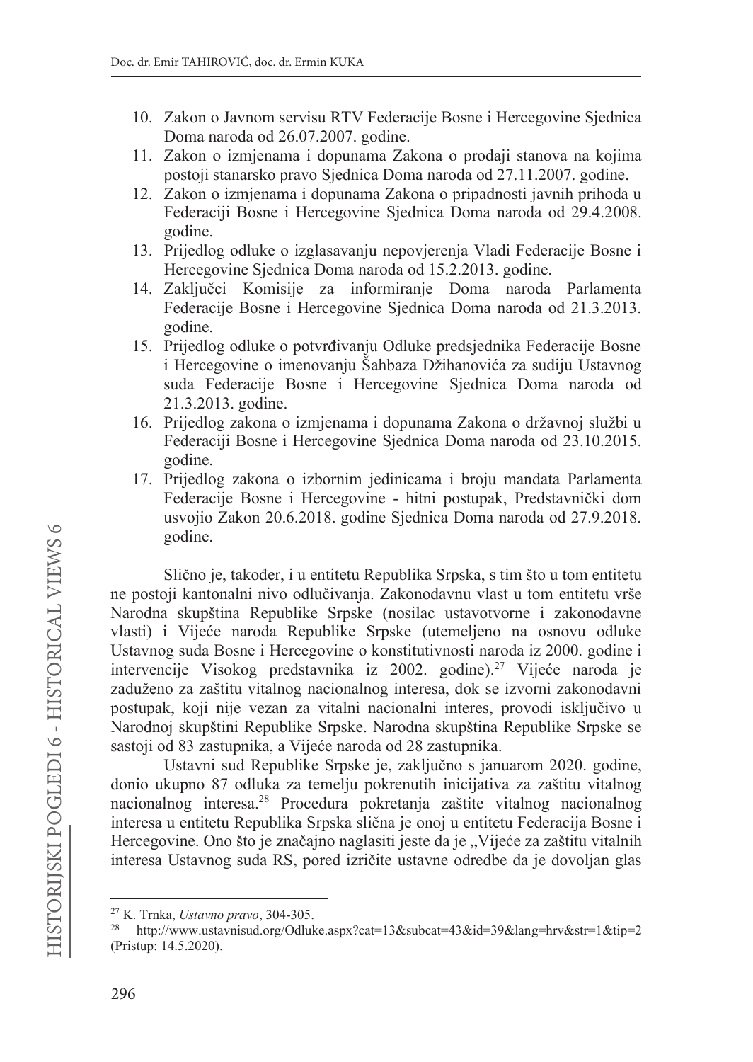10. Zakon o Javnom servisu RTV Federacije Bosne i Hercegovine Sjednica Doma naroda od 26.07.2007. godine.
11. Zakon o izmjenama i dopunama Zakona o prodaji stanova na kojima postoji stanarsko pravo Sjednica Doma naroda od 27.11.2007. godine.
12. Zakon o izmjenama i dopunama Zakona o pripadnosti javnih prihoda u Federaciji Bosne i Hercegovine Sjednica Doma naroda od 29.4.2008. godine.
13. Prijedlog odluke o izglasavanju nepovjerenja Vladi Federacije Bosne i Hercegovine Sjednica Doma naroda od 15.2.2013. godine.
14. Zaključci Komisije za informiranje Doma naroda Parlamenta Federacije Bosne i Hercegovine Sjednica Doma naroda od 21.3.2013. godine.
15. Prijedlog odluke o potvrđivanju Odluke predsjednika Federacije Bosne i Hercegovine o imenovanju Šahbaza Džihanovića za sudiju Ustavnog suda Federacije Bosne i Hercegovine Sjednica Doma naroda od 21.3.2013. godine.
16. Prijedlog zakona o izmjenama i dopunama Zakona o državnoj službi u Federaciji Bosne i Hercegovine Sjednica Doma naroda od 23.10.2015. godine.
17. Prijedlog zakona o izbornim jedinicama i broju mandata Parlamenta Federacije Bosne i Hercegovine - hitni postupak, Predstavnički dom usvojio Zakon 20.6.2018. godine Sjednica Doma naroda od 27.9.2018. godine.

Slično je, također, i u entitetu Republika Srpska, s tim što u tom entitetu ne postoji kantonalni nivo odlučivanja. Zakonodavnu vlast u tom entitetu vrše Narodna skupština Republike Srpske (nosilac ustavotvorne i zakonodavne vlasti) i Vijeće naroda Republike Srpske (utemeljeno na osnovu odluke Ustavnog suda Bosne i Hercegovine o konstitutivnosti naroda iz 2000. godine i intervencije Visokog predstavnika iz 2002. godine).[27] Vijeće naroda je zaduženo za zaštitu vitalnog nacionalnog interesa, dok se izvorni zakonodavni postupak, koji nije vezan za vitalni nacionalni interes, provodi isključivo u Narodnoj skupštini Republike Srpske. Narodna skupština Republike Srpske se sastoji od 83 zastupnika, a Vijeće naroda od 28 zastupnika.

Ustavni sud Republike Srpske je, zaključno s januarom 2020. godine, donio ukupno 87 odluka za temelju pokrenutih inicijativa za zaštitu vitalnog nacionalnog interesa.[28] Procedura pokretanja zaštite vitalnog nacionalnog interesa u entitetu Republika Srpska slična je onoj u entitetu Federacija Bosne i Hercegovine. Ono što je značajno naglasiti jeste da je „Vijeće za zaštitu vitalnih interesa Ustavnog suda RS, pored izričite ustavne odredbe da je dovoljan glas

---

[27] K. Trnka, *Ustavno pravo*, 304-305.

[28] http://www.ustavnisud.org/Odluke.aspx?cat=13&subcat=43&id=39&lang=hrv&str=1&tip=2 (Pristup: 14.5.2020).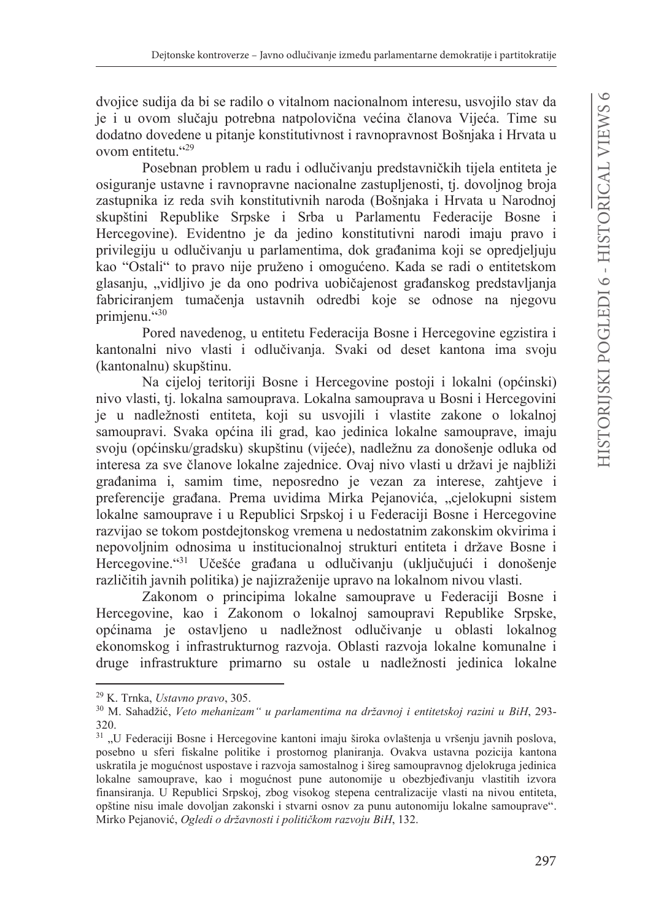dvojice sudija da bi se radilo o vitalnom nacionalnom interesu, usvojilo stav da je i u ovom slučaju potrebna natpolovična većina članova Vijeća. Time su dodatno dovedene u pitanje konstitutivnost i ravnopravnost Bošnjaka i Hrvata u ovom entitetu."[29]

Posebnan problem u radu i odlučivanju predstavničkih tijela entiteta je osiguranje ustavne i ravnopravne nacionalne zastupljenosti, tj. dovoljnog broja zastupnika iz reda svih konstitutivnih naroda (Bošnjaka i Hrvata u Narodnoj skupštini Republike Srpske i Srba u Parlamentu Federacije Bosne i Hercegovine). Evidentno je da jedino konstitutivni narodi imaju pravo i privilegiju u odlučivanju u parlamentima, dok građanima koji se opredjeljuju kao "Ostali" to pravo nije pruženo i omogućeno. Kada se radi o entitetskom glasanju, „vidljivo je da ono podriva uobičajenost građanskog predstavljanja fabriciranjem tumačenja ustavnih odredbi koje se odnose na njegovu primjenu."[30]

Pored navedenog, u entitetu Federacija Bosne i Hercegovine egzistira i kantonalni nivo vlasti i odlučivanja. Svaki od deset kantona ima svoju (kantonalnu) skupštinu.

Na cijeloj teritoriji Bosne i Hercegovine postoji i lokalni (općinski) nivo vlasti, tj. lokalna samouprava. Lokalna samouprava u Bosni i Hercegovini je u nadležnosti entiteta, koji su usvojili i vlastite zakone o lokalnoj samoupravi. Svaka općina ili grad, kao jedinica lokalne samouprave, imaju svoju (općinsku/gradsku) skupštinu (vijeće), nadležnu za donošenje odluka od interesa za sve članove lokalne zajednice. Ovaj nivo vlasti u državi je najbliži građanima i, samim time, neposredno je vezan za interese, zahtjeve i preferencije građana. Prema uvidima Mirka Pejanovića, „cjelokupni sistem lokalne samouprave i u Republici Srpskoj i u Federaciji Bosne i Hercegovine razvijao se tokom postdejtonskog vremena u nedostatnim zakonskim okvirima i nepovoljnim odnosima u institucionalnoj strukturi entiteta i države Bosne i Hercegovine."[31] Učešće građana u odlučivanju (uključujući i donošenje različitih javnih politika) je najizraženije upravo na lokalnom nivou vlasti.

Zakonom o principima lokalne samouprave u Federaciji Bosne i Hercegovine, kao i Zakonom o lokalnoj samoupravi Republike Srpske, općinama je ostavljeno u nadležnost odlučivanje u oblasti lokalnog ekonomskog i infrastrukturnog razvoja. Oblasti razvoja lokalne komunalne i druge infrastrukture primarno su ostale u nadležnosti jedinica lokalne

---

[29] K. Trnka, *Ustavno pravo*, 305.

[30] M. Sahadžić, *Veto mehanizam" u parlamentima na državnoj i entitetskoj razini u BiH*, 293-320.

[31] „U Federaciji Bosne i Hercegovine kantoni imaju široka ovlaštenja u vršenju javnih poslova, posebno u sferi fiskalne politike i prostornog planiranja. Ovakva ustavna pozicija kantona uskratila je mogućnost uspostave i razvoja samostalnog i šireg samoupravnog djelokruga jedinica lokalne samouprave, kao i mogućnost pune autonomije u obezbjeđivanju vlastitih izvora finansiranja. U Republici Srpskoj, zbog visokog stepena centralizacije vlasti na nivou entiteta, opštine nisu imale dovoljan zakonski i stvarni osnov za punu autonomiju lokalne samouprave". Mirko Pejanović, *Ogledi o državnosti i političkom razvoju BiH*, 132.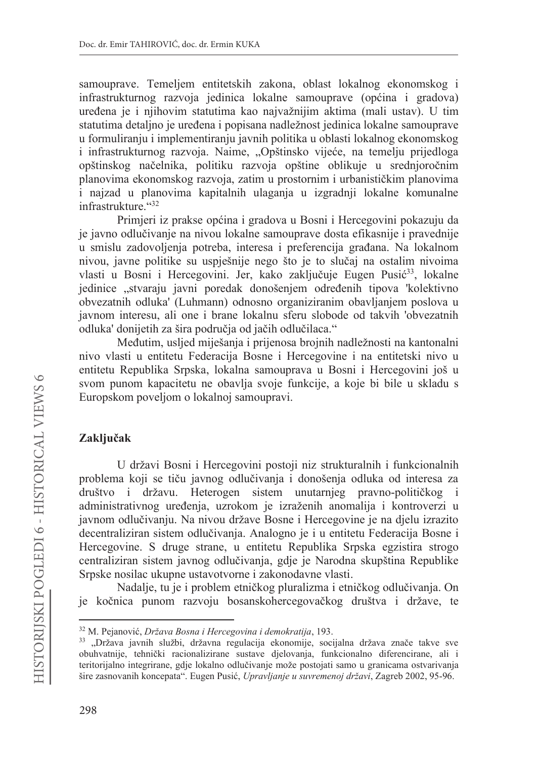samouprave. Temeljem entitetskih zakona, oblast lokalnog ekonomskog i infrastrukturnog razvoja jedinica lokalne samouprave (općina i gradova) uređena je i njihovim statutima kao najvažnijim aktima (mali ustav). U tim statutima detaljno je uređena i popisana nadležnost jedinica lokalne samouprave u formuliranju i implementiranju javnih politika u oblasti lokalnog ekonomskog i infrastrukturnog razvoja. Naime, „Opštinsko vijeće, na temelju prijedloga opštinskog načelnika, politiku razvoja opštine oblikuje u srednjoročnim planovima ekonomskog razvoja, zatim u prostornim i urbanističkim planovima i najzad u planovima kapitalnih ulaganja u izgradnji lokalne komunalne infrastrukture."[32]

Primjeri iz prakse općina i gradova u Bosni i Hercegovini pokazuju da je javno odlučivanje na nivou lokalne samouprave dosta efikasnije i pravednije u smislu zadovoljenja potreba, interesa i preferencija građana. Na lokalnom nivou, javne politike su uspješnije nego što je to slučaj na ostalim nivoima vlasti u Bosni i Hercegovini. Jer, kako zaključuje Eugen Pusić[33], lokalne jedinice „stvaraju javni poredak donošenjem određenih tipova 'kolektivno obvezatnih odluka' (Luhmann) odnosno organiziranim obavljanjem poslova u javnom interesu, ali one i brane lokalnu sferu slobode od takvih 'obvezatnih odluka' donijetih za šira područja od jačih odlučilaca."

Međutim, usljed miješanja i prijenosa brojnih nadležnosti na kantonalni nivo vlasti u entitetu Federacija Bosne i Hercegovine i na entitetski nivo u entitetu Republika Srpska, lokalna samouprava u Bosni i Hercegovini još u svom punom kapacitetu ne obavlja svoje funkcije, a koje bi bile u skladu s Europskom poveljom o lokalnoj samoupravi.

## Zaključak

U državi Bosni i Hercegovini postoji niz strukturalnih i funkcionalnih problema koji se tiču javnog odlučivanja i donošenja odluka od interesa za društvo i državu. Heterogen sistem unutarnjeg pravno-političkog i administrativnog uređenja, uzrokom je izraženih anomalija i kontroverzi u javnom odlučivanju. Na nivou države Bosne i Hercegovine je na djelu izrazito decentraliziran sistem odlučivanja. Analogno je i u entitetu Federacija Bosne i Hercegovine. S druge strane, u entitetu Republika Srpska egzistira strogo centraliziran sistem javnog odlučivanja, gdje je Narodna skupština Republike Srpske nosilac ukupne ustavotvorne i zakonodavne vlasti.

Nadalje, tu je i problem etničkog pluralizma i etničkog odlučivanja. On je kočnica punom razvoju bosanskohercegovačkog društva i države, te

---

[32] M. Pejanović, *Država Bosna i Hercegovina i demokratija*, 193.

[33] „Država javnih službi, državna regulacija ekonomije, socijalna država znače takve sve obuhvatnije, tehnički racionalizirane sustave djelovanja, funkcionalno diferencirane, ali i teritorijalno integrirane, gdje lokalno odlučivanje može postojati samo u granicama ostvarivanja šire zasnovanih koncepata". Eugen Pusić, *Upravljanje u suvremenoj državi*, Zagreb 2002, 95-96.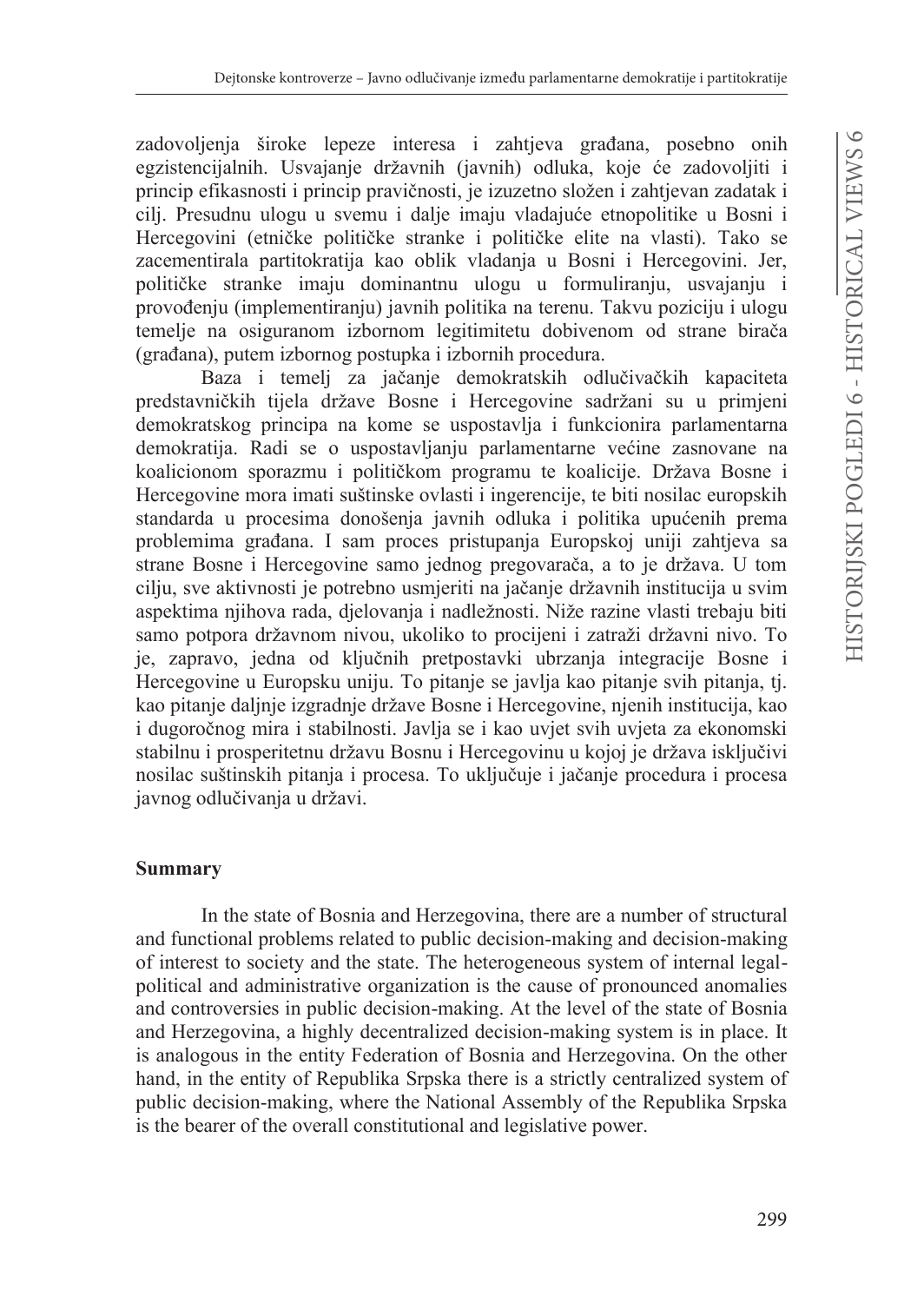zadovoljenja široke lepeze interesa i zahtjeva građana, posebno onih egzistencijalnih. Usvajanje državnih (javnih) odluka, koje će zadovoljiti i princip efikasnosti i princip pravičnosti, je izuzetno složen i zahtjevan zadatak i cilj. Presudnu ulogu u svemu i dalje imaju vladajuće etnopolitike u Bosni i Hercegovini (etničke političke stranke i političke elite na vlasti). Tako se zacementirala partitokratija kao oblik vladanja u Bosni i Hercegovini. Jer, političke stranke imaju dominantnu ulogu u formuliranju, usvajanju i provođenju (implementiranju) javnih politika na terenu. Takvu poziciju i ulogu temelje na osiguranom izbornom legitimitetu dobivenom od strane birača (građana), putem izbornog postupka i izbornih procedura.

Baza i temelj za jačanje demokratskih odlučivačkih kapaciteta predstavničkih tijela države Bosne i Hercegovine sadržani su u primjeni demokratskog principa na kome se uspostavlja i funkcionira parlamentarna demokratija. Radi se o uspostavljanju parlamentarne većine zasnovane na koalicionom sporazmu i političkom programu te koalicije. Država Bosne i Hercegovine mora imati suštinske ovlasti i ingerencije, te biti nosilac europskih standarda u procesima donošenja javnih odluka i politika upućenih prema problemima građana. I sam proces pristupanja Europskoj uniji zahtjeva sa strane Bosne i Hercegovine samo jednog pregovarača, a to je država. U tom cilju, sve aktivnosti je potrebno usmjeriti na jačanje državnih institucija u svim aspektima njihova rada, djelovanja i nadležnosti. Niže razine vlasti trebaju biti samo potpora državnom nivou, ukoliko to procijeni i zatraži državni nivo. To je, zapravo, jedna od ključnih pretpostavki ubrzanja integracije Bosne i Hercegovine u Europsku uniju. To pitanje se javlja kao pitanje svih pitanja, tj. kao pitanje daljnje izgradnje države Bosne i Hercegovine, njenih institucija, kao i dugoročnog mira i stabilnosti. Javlja se i kao uvjet svih uvjeta za ekonomski stabilnu i prosperitetnu državu Bosnu i Hercegovinu u kojoj je država isključivi nosilac suštinskih pitanja i procesa. To uključuje i jačanje procedura i procesa javnog odlučivanja u državi.

## Summary

In the state of Bosnia and Herzegovina, there are a number of structural and functional problems related to public decision-making and decision-making of interest to society and the state. The heterogeneous system of internal legal-political and administrative organization is the cause of pronounced anomalies and controversies in public decision-making. At the level of the state of Bosnia and Herzegovina, a highly decentralized decision-making system is in place. It is analogous in the entity Federation of Bosnia and Herzegovina. On the other hand, in the entity of Republika Srpska there is a strictly centralized system of public decision-making, where the National Assembly of the Republika Srpska is the bearer of the overall constitutional and legislative power.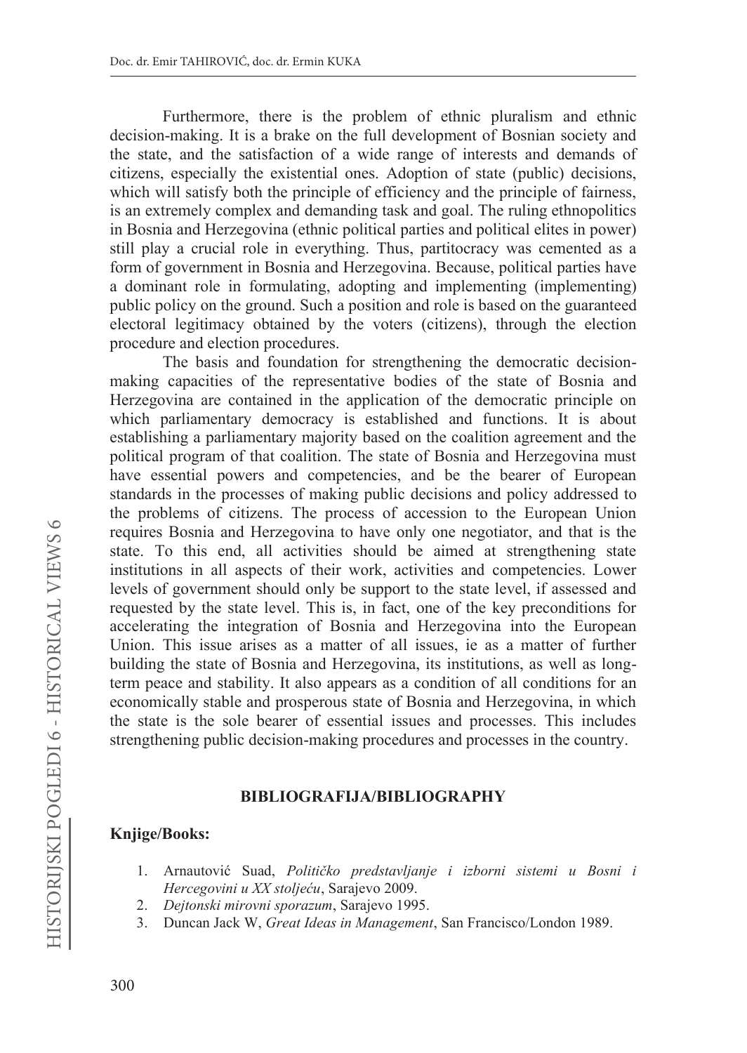Furthermore, there is the problem of ethnic pluralism and ethnic decision-making. It is a brake on the full development of Bosnian society and the state, and the satisfaction of a wide range of interests and demands of citizens, especially the existential ones. Adoption of state (public) decisions, which will satisfy both the principle of efficiency and the principle of fairness, is an extremely complex and demanding task and goal. The ruling ethnopolitics in Bosnia and Herzegovina (ethnic political parties and political elites in power) still play a crucial role in everything. Thus, partitocracy was cemented as a form of government in Bosnia and Herzegovina. Because, political parties have a dominant role in formulating, adopting and implementing (implementing) public policy on the ground. Such a position and role is based on the guaranteed electoral legitimacy obtained by the voters (citizens), through the election procedure and election procedures.

The basis and foundation for strengthening the democratic decision-making capacities of the representative bodies of the state of Bosnia and Herzegovina are contained in the application of the democratic principle on which parliamentary democracy is established and functions. It is about establishing a parliamentary majority based on the coalition agreement and the political program of that coalition. The state of Bosnia and Herzegovina must have essential powers and competencies, and be the bearer of European standards in the processes of making public decisions and policy addressed to the problems of citizens. The process of accession to the European Union requires Bosnia and Herzegovina to have only one negotiator, and that is the state. To this end, all activities should be aimed at strengthening state institutions in all aspects of their work, activities and competencies. Lower levels of government should only be support to the state level, if assessed and requested by the state level. This is, in fact, one of the key preconditions for accelerating the integration of Bosnia and Herzegovina into the European Union. This issue arises as a matter of all issues, ie as a matter of further building the state of Bosnia and Herzegovina, its institutions, as well as long-term peace and stability. It also appears as a condition of all conditions for an economically stable and prosperous state of Bosnia and Herzegovina, in which the state is the sole bearer of essential issues and processes. This includes strengthening public decision-making procedures and processes in the country.

## BIBLIOGRAFIJA/BIBLIOGRAPHY

**Knjige/Books:**

1. Arnautović Suad, *Političko predstavljanje i izborni sistemi u Bosni i Hercegovini u XX stoljeću*, Sarajevo 2009.
2. *Dejtonski mirovni sporazum*, Sarajevo 1995.
3. Duncan Jack W, *Great Ideas in Management*, San Francisco/London 1989.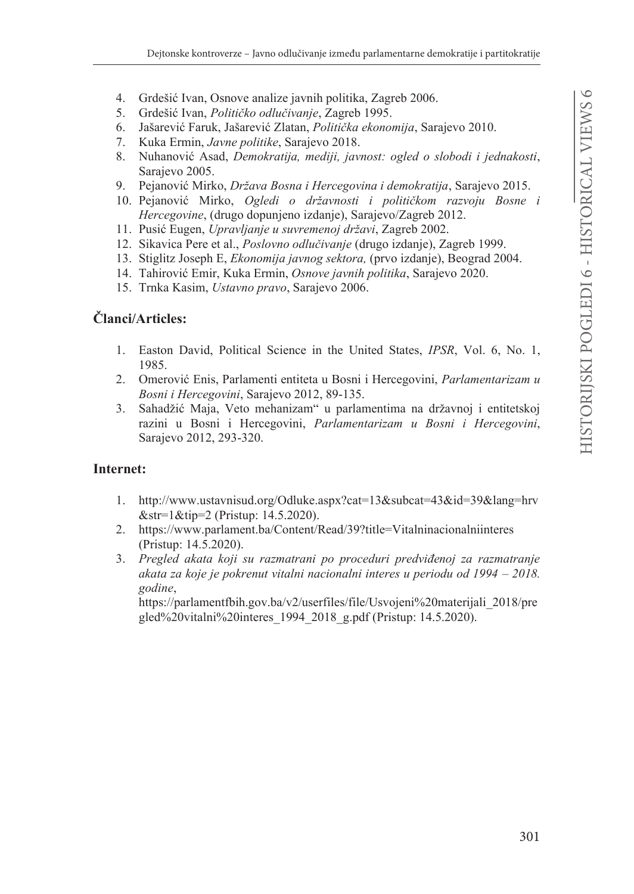4. Grdešić Ivan, Osnove analize javnih politika, Zagreb 2006.
5. Grdešić Ivan, *Političko odlučivanje*, Zagreb 1995.
6. Jašarević Faruk, Jašarević Zlatan, *Politička ekonomija*, Sarajevo 2010.
7. Kuka Ermin, *Javne politike*, Sarajevo 2018.
8. Nuhanović Asad, *Demokratija, mediji, javnost: ogled o slobodi i jednakosti*, Sarajevo 2005.
9. Pejanović Mirko, *Država Bosna i Hercegovina i demokratija*, Sarajevo 2015.
10. Pejanović Mirko, *Ogledi o državnosti i političkom razvoju Bosne i Hercegovine*, (drugo dopunjeno izdanje), Sarajevo/Zagreb 2012.
11. Pusić Eugen, *Upravljanje u suvremenoj državi*, Zagreb 2002.
12. Sikavica Pere et al., *Poslovno odlučivanje* (drugo izdanje), Zagreb 1999.
13. Stiglitz Joseph E, *Ekonomija javnog sektora,* (prvo izdanje), Beograd 2004.
14. Tahirović Emir, Kuka Ermin, *Osnove javnih politika*, Sarajevo 2020.
15. Trnka Kasim, *Ustavno pravo*, Sarajevo 2006.

## Članci/Articles:

1. Easton David, Political Science in the United States, *IPSR*, Vol. 6, No. 1, 1985.
2. Omerović Enis, Parlamenti entiteta u Bosni i Hercegovini, *Parlamentarizam u Bosni i Hercegovini*, Sarajevo 2012, 89-135.
3. Sahadžić Maja, Veto mehanizam" u parlamentima na državnoj i entitetskoj razini u Bosni i Hercegovini, *Parlamentarizam u Bosni i Hercegovini*, Sarajevo 2012, 293-320.

## Internet:

1. http://www.ustavnisud.org/Odluke.aspx?cat=13&subcat=43&id=39&lang=hrv&str=1&tip=2 (Pristup: 14.5.2020).
2. https://www.parlament.ba/Content/Read/39?title=Vitalninacionalniinteres (Pristup: 14.5.2020).
3. *Pregled akata koji su razmatrani po proceduri predviđenoj za razmatranje akata za koje je pokrenut vitalni nacionalni interes u periodu od 1994 – 2018. godine*, https://parlamentfbih.gov.ba/v2/userfiles/file/Usvojeni%20materijali_2018/pregled%20vitalni%20interes_1994_2018_g.pdf (Pristup: 14.5.2020).